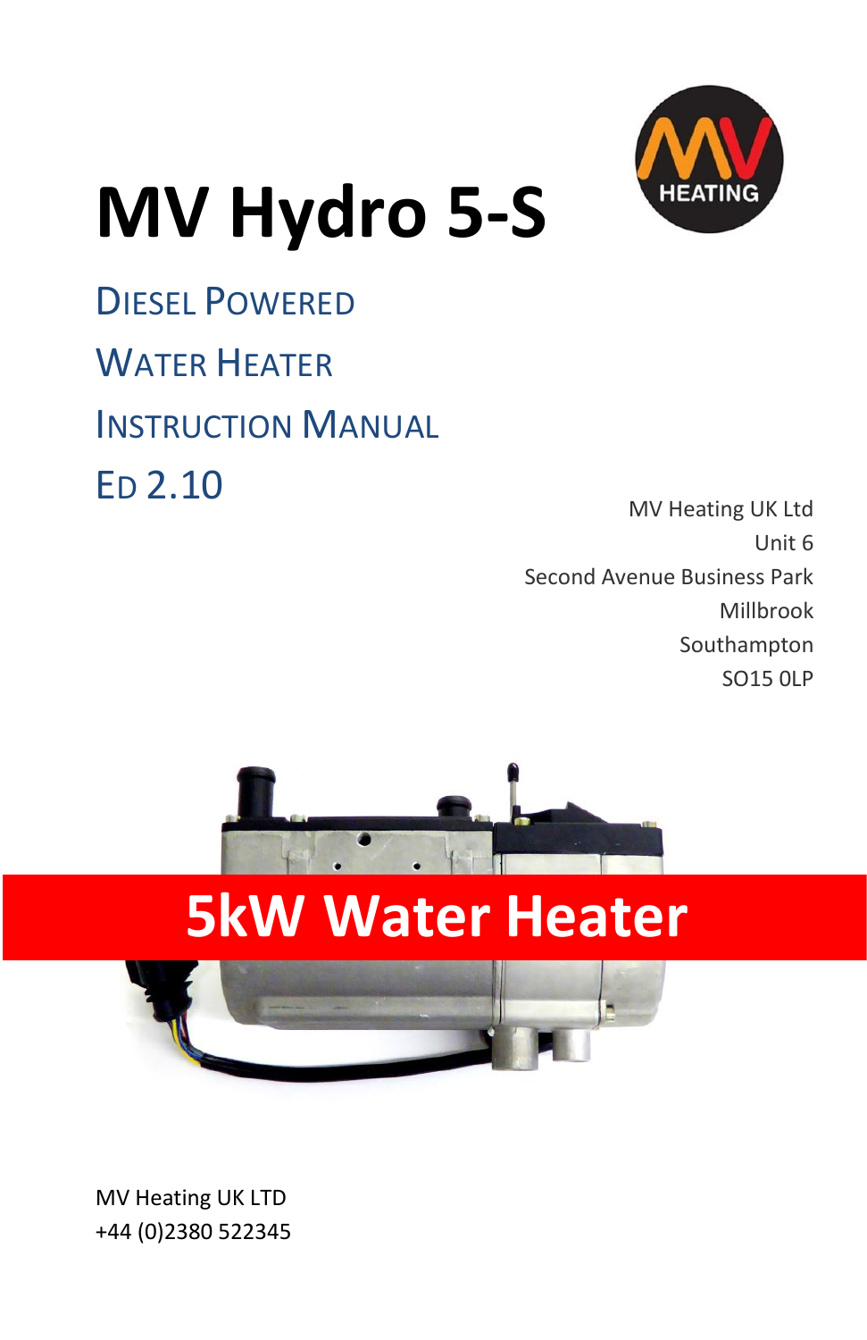# MV Hydro 5-S

## Diesel Powered

## Water Heater

## Instruction Manual

## Ed 2.10

MV Heating UK Ltd
Unit 6
Second Avenue Business Park
Millbrook
Southampton
SO15 0LP

**5kW Water Heater**

MV Heating UK LTD
+44 (0)2380 522345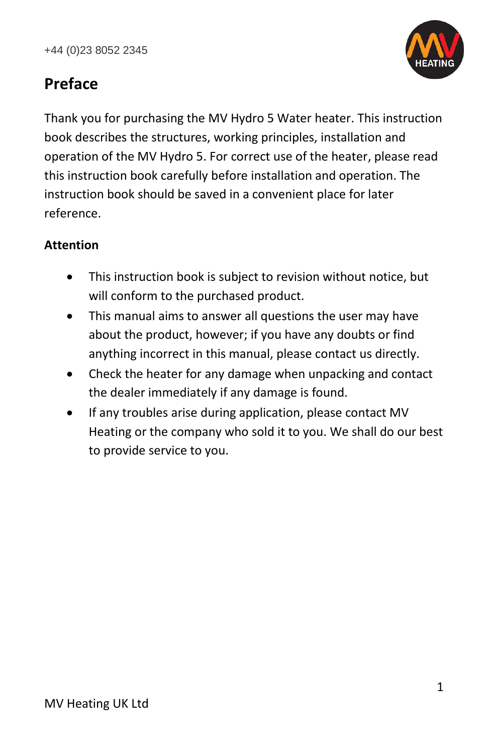## Preface

Thank you for purchasing the MV Hydro 5 Water heater. This instruction book describes the structures, working principles, installation and operation of the MV Hydro 5. For correct use of the heater, please read this instruction book carefully before installation and operation. The instruction book should be saved in a convenient place for later reference.

**Attention**

- This instruction book is subject to revision without notice, but will conform to the purchased product.
- This manual aims to answer all questions the user may have about the product, however; if you have any doubts or find anything incorrect in this manual, please contact us directly.
- Check the heater for any damage when unpacking and contact the dealer immediately if any damage is found.
- If any troubles arise during application, please contact MV Heating or the company who sold it to you. We shall do our best to provide service to you.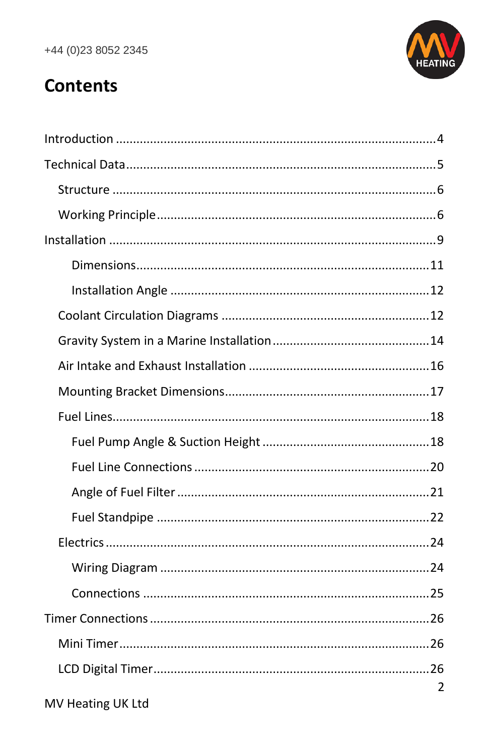# Contents

- Introduction ....4
- Technical Data ....5
  - Structure ....6
  - Working Principle ....6
- Installation ....9
    - Dimensions ....11
    - Installation Angle ....12
  - Coolant Circulation Diagrams ....12
  - Gravity System in a Marine Installation ....14
  - Air Intake and Exhaust Installation ....16
  - Mounting Bracket Dimensions ....17
  - Fuel Lines ....18
    - Fuel Pump Angle & Suction Height ....18
    - Fuel Line Connections ....20
    - Angle of Fuel Filter ....21
    - Fuel Standpipe ....22
  - Electrics ....24
    - Wiring Diagram ....24
    - Connections ....25
- Timer Connections ....26
  - Mini Timer ....26
  - LCD Digital Timer ....26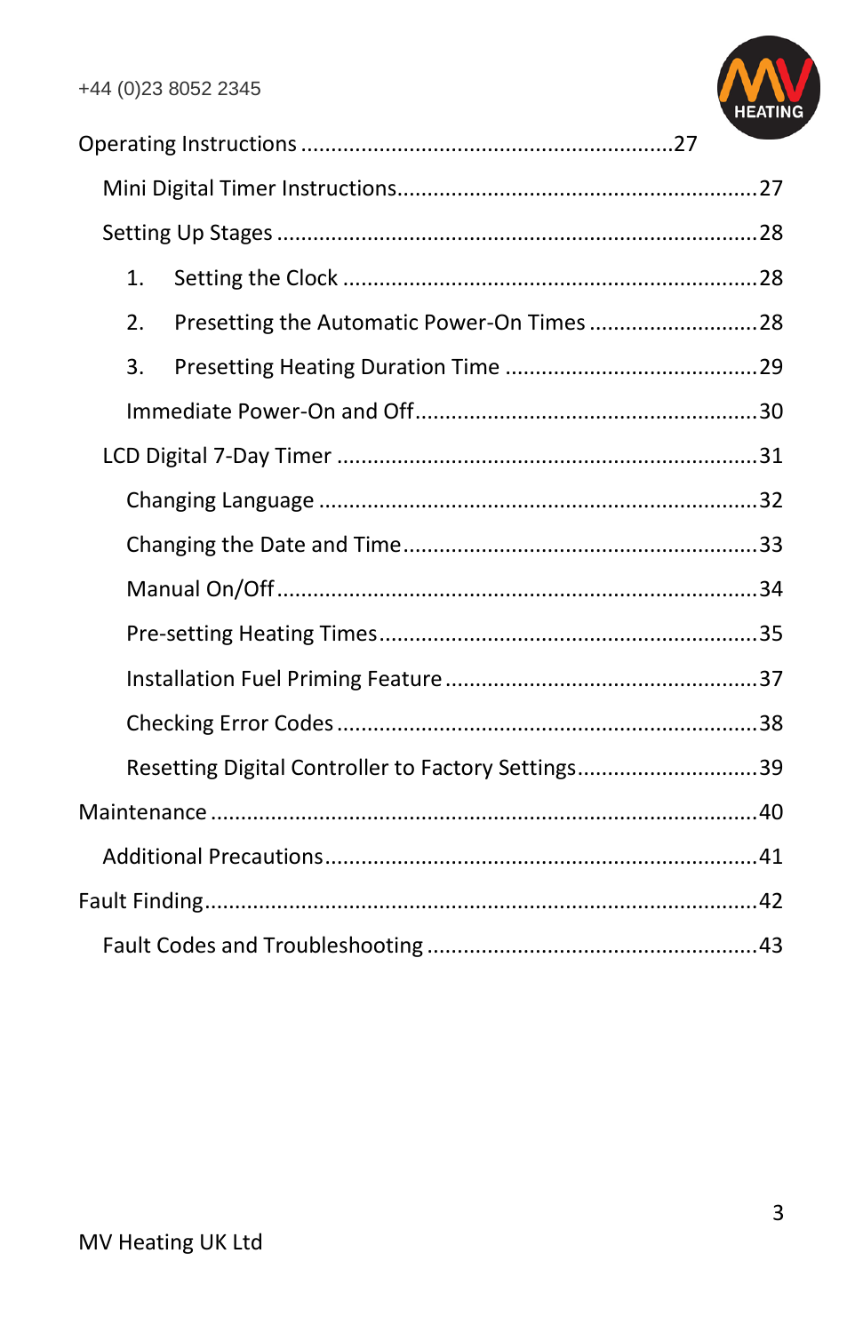Operating Instructions ............................................................27

- Mini Digital Timer Instructions..........................................................27
- Setting Up Stages ...............................................................................28
  1. Setting the Clock ...................................................................28
  2. Presetting the Automatic Power-On Times ............................28
  3. Presetting Heating Duration Time .........................................29
  - Immediate Power-On and Off.......................................................30
- LCD Digital 7-Day Timer ....................................................................31
  - Changing Language .......................................................................32
  - Changing the Date and Time.........................................................33
  - Manual On/Off...............................................................................34
  - Pre-setting Heating Times.............................................................35
  - Installation Fuel Priming Feature ..................................................37
  - Checking Error Codes ....................................................................38
  - Resetting Digital Controller to Factory Settings..............................39

Maintenance .........................................................................................40

- Additional Precautions........................................................................41

Fault Finding..........................................................................................42

- Fault Codes and Troubleshooting .....................................................43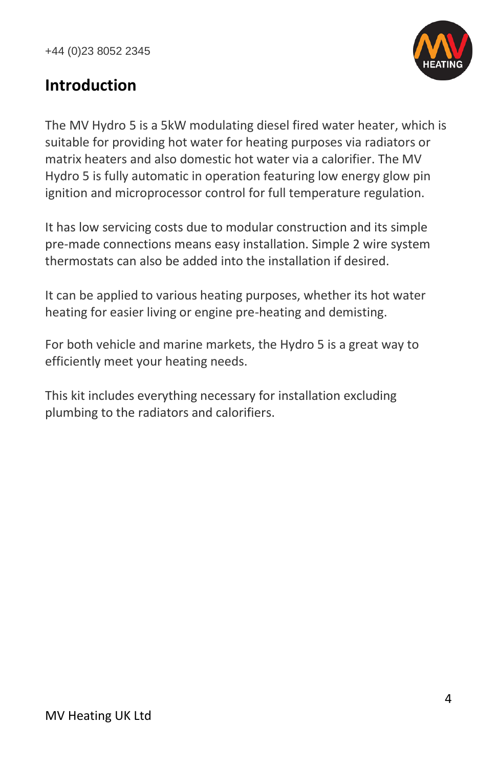## Introduction

The MV Hydro 5 is a 5kW modulating diesel fired water heater, which is suitable for providing hot water for heating purposes via radiators or matrix heaters and also domestic hot water via a calorifier. The MV Hydro 5 is fully automatic in operation featuring low energy glow pin ignition and microprocessor control for full temperature regulation.

It has low servicing costs due to modular construction and its simple pre-made connections means easy installation. Simple 2 wire system thermostats can also be added into the installation if desired.

It can be applied to various heating purposes, whether its hot water heating for easier living or engine pre-heating and demisting.

For both vehicle and marine markets, the Hydro 5 is a great way to efficiently meet your heating needs.

This kit includes everything necessary for installation excluding plumbing to the radiators and calorifiers.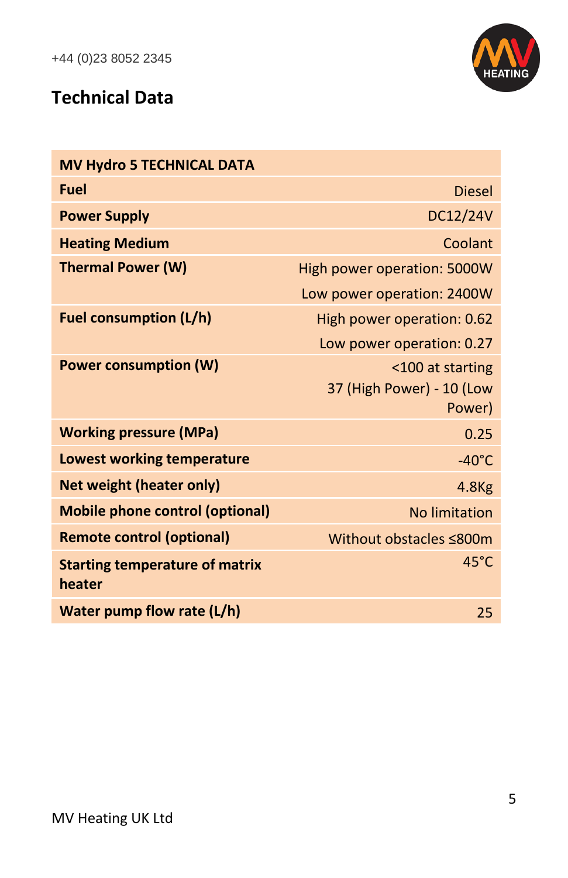+44 (0)23 8052 2345

## Technical Data

| MV Hydro 5 TECHNICAL DATA | |
|---|---|
| **Fuel** | Diesel |
| **Power Supply** | DC12/24V |
| **Heating Medium** | Coolant |
| **Thermal Power (W)** | High power operation: 5000W<br>Low power operation: 2400W |
| **Fuel consumption (L/h)** | High power operation: 0.62<br>Low power operation: 0.27 |
| **Power consumption (W)** | <100 at starting<br>37 (High Power) - 10 (Low Power) |
| **Working pressure (MPa)** | 0.25 |
| **Lowest working temperature** | -40°C |
| **Net weight (heater only)** | 4.8Kg |
| **Mobile phone control (optional)** | No limitation |
| **Remote control (optional)** | Without obstacles ≤800m |
| **Starting temperature of matrix heater** | 45°C |
| **Water pump flow rate (L/h)** | 25 |

MV Heating UK Ltd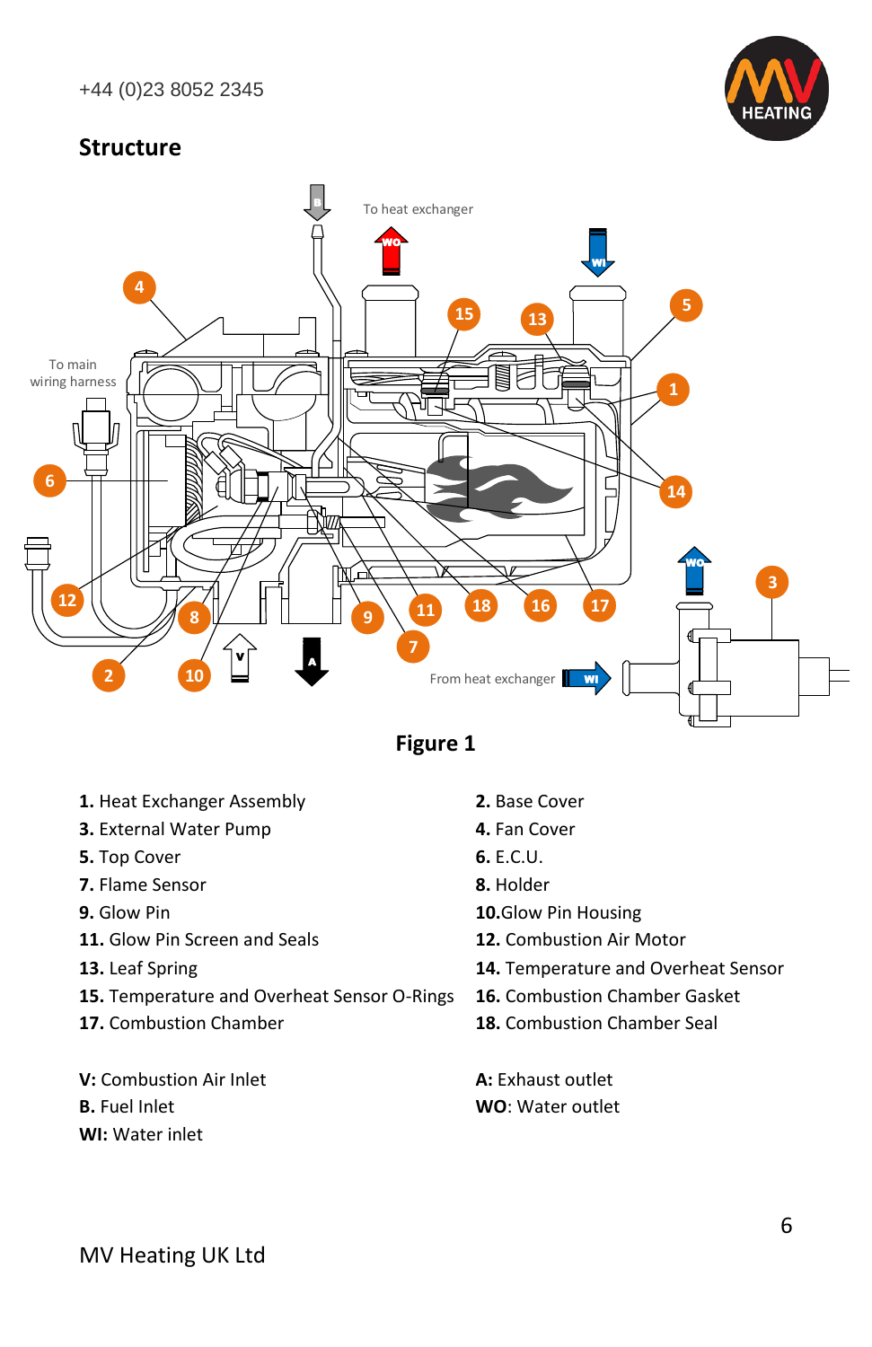## Structure

Figure 1

**1.** Heat Exchanger Assembly

**2.** Base Cover

**3.** External Water Pump

**4.** Fan Cover

**5.** Top Cover

**6.** E.C.U.

**7.** Flame Sensor

**8.** Holder

**9.** Glow Pin

**10.** Glow Pin Housing

**11.** Glow Pin Screen and Seals

**12.** Combustion Air Motor

**13.** Leaf Spring

**14.** Temperature and Overheat Sensor

**15.** Temperature and Overheat Sensor O-Rings

**16.** Combustion Chamber Gasket

**17.** Combustion Chamber

**18.** Combustion Chamber Seal

**V:** Combustion Air Inlet

**A:** Exhaust outlet

**B.** Fuel Inlet

**WO**: Water outlet

**WI:** Water inlet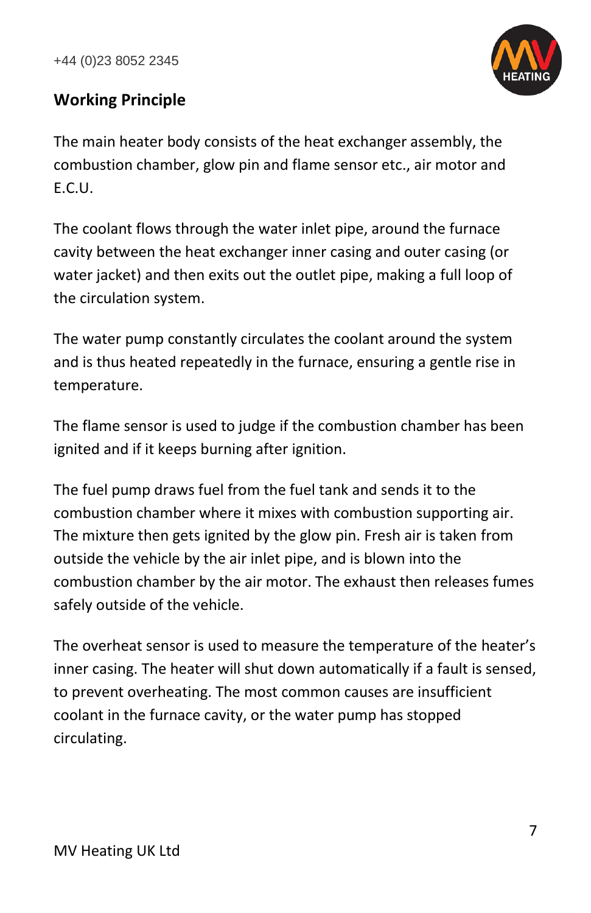## Working Principle

The main heater body consists of the heat exchanger assembly, the combustion chamber, glow pin and flame sensor etc., air motor and E.C.U.

The coolant flows through the water inlet pipe, around the furnace cavity between the heat exchanger inner casing and outer casing (or water jacket) and then exits out the outlet pipe, making a full loop of the circulation system.

The water pump constantly circulates the coolant around the system and is thus heated repeatedly in the furnace, ensuring a gentle rise in temperature.

The flame sensor is used to judge if the combustion chamber has been ignited and if it keeps burning after ignition.

The fuel pump draws fuel from the fuel tank and sends it to the combustion chamber where it mixes with combustion supporting air. The mixture then gets ignited by the glow pin. Fresh air is taken from outside the vehicle by the air inlet pipe, and is blown into the combustion chamber by the air motor. The exhaust then releases fumes safely outside of the vehicle.

The overheat sensor is used to measure the temperature of the heater's inner casing. The heater will shut down automatically if a fault is sensed, to prevent overheating. The most common causes are insufficient coolant in the furnace cavity, or the water pump has stopped circulating.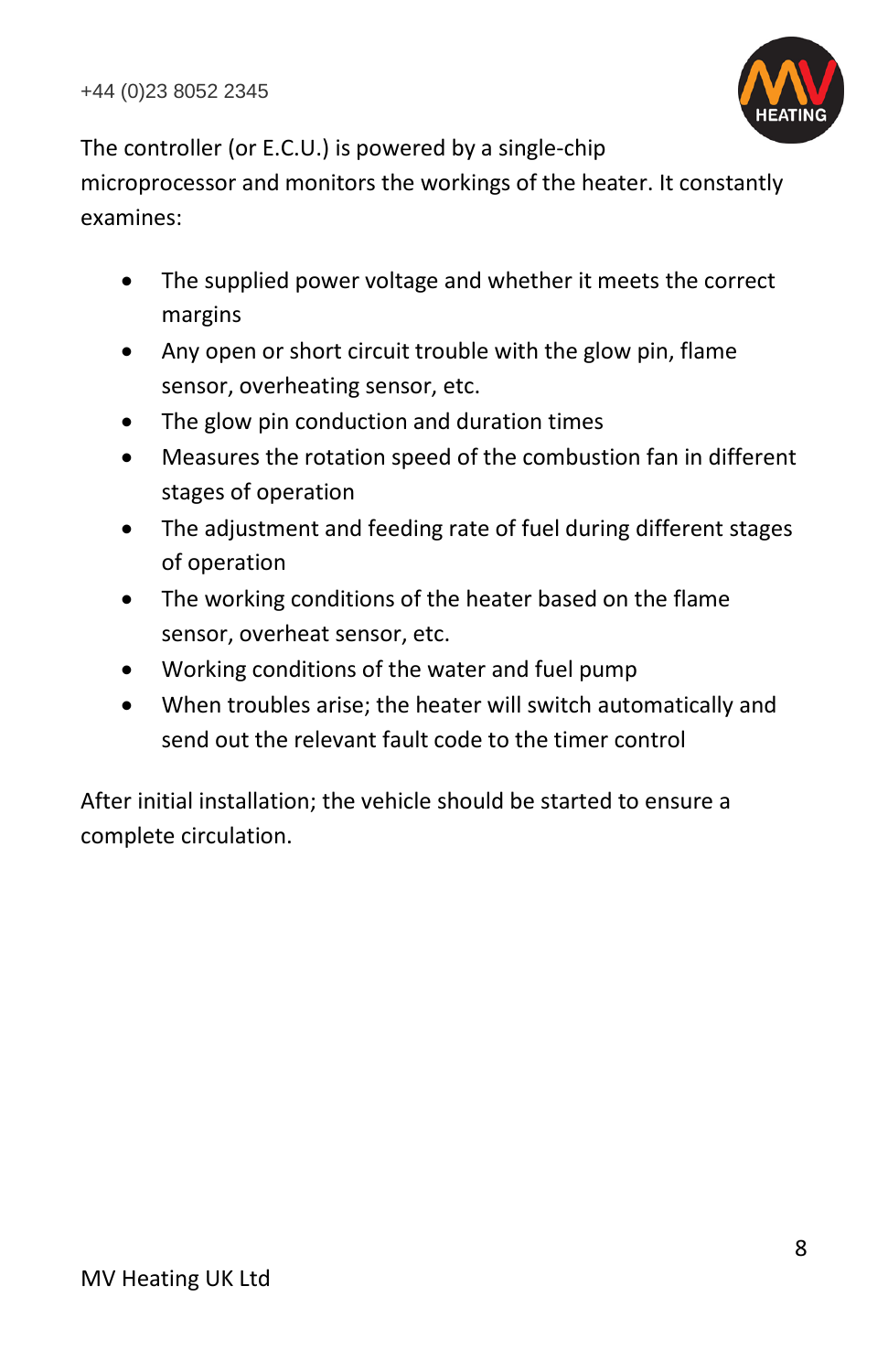The controller (or E.C.U.) is powered by a single-chip microprocessor and monitors the workings of the heater. It constantly examines:

- The supplied power voltage and whether it meets the correct margins
- Any open or short circuit trouble with the glow pin, flame sensor, overheating sensor, etc.
- The glow pin conduction and duration times
- Measures the rotation speed of the combustion fan in different stages of operation
- The adjustment and feeding rate of fuel during different stages of operation
- The working conditions of the heater based on the flame sensor, overheat sensor, etc.
- Working conditions of the water and fuel pump
- When troubles arise; the heater will switch automatically and send out the relevant fault code to the timer control

After initial installation; the vehicle should be started to ensure a complete circulation.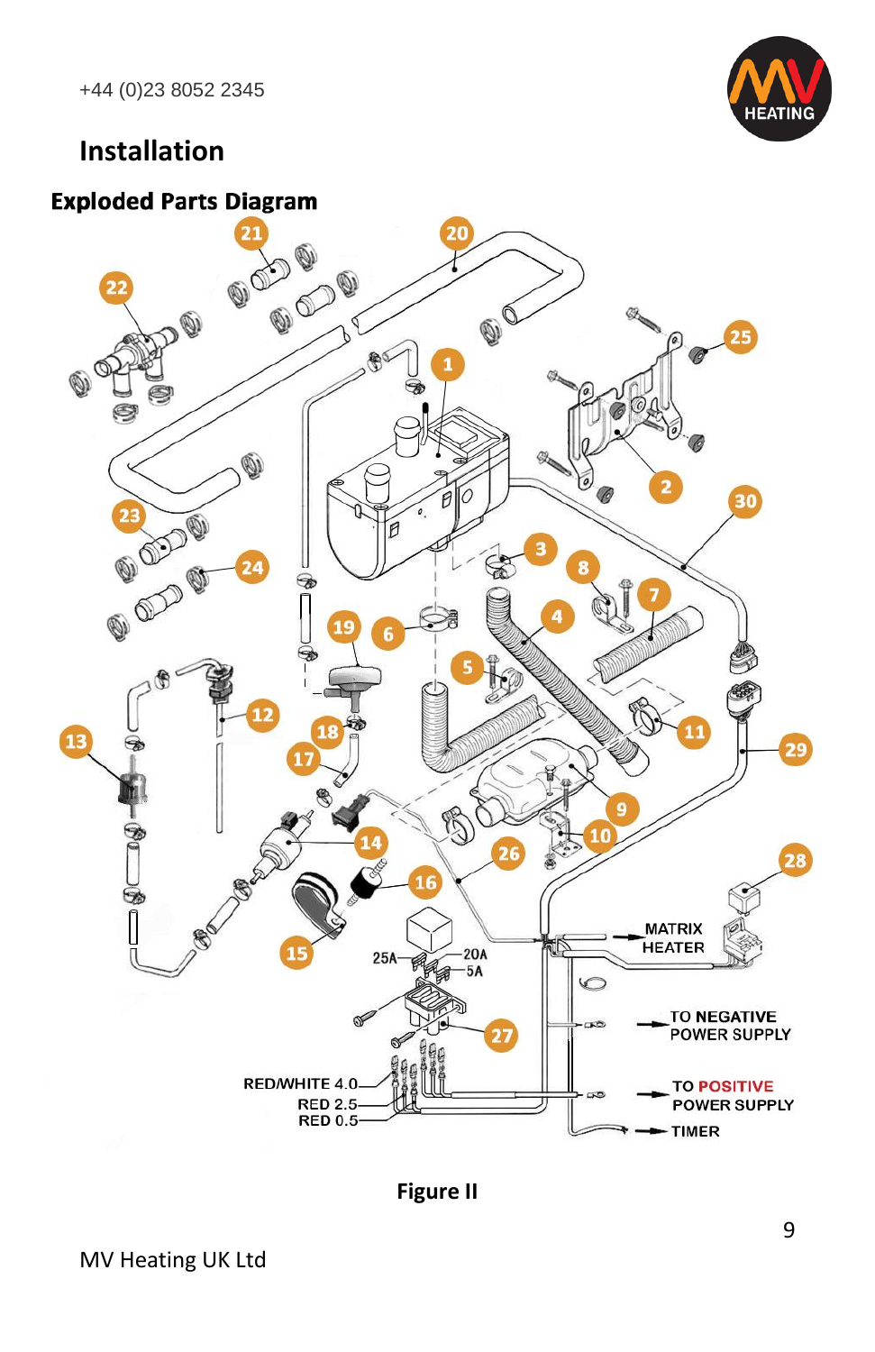# Installation

## Exploded Parts Diagram

MATRIX HEATER

TO NEGATIVE POWER SUPPLY

TO POSITIVE POWER SUPPLY

TIMER

RED/WHITE 4.0

RED 2.5

RED 0.5

25A

20A

5A

Figure II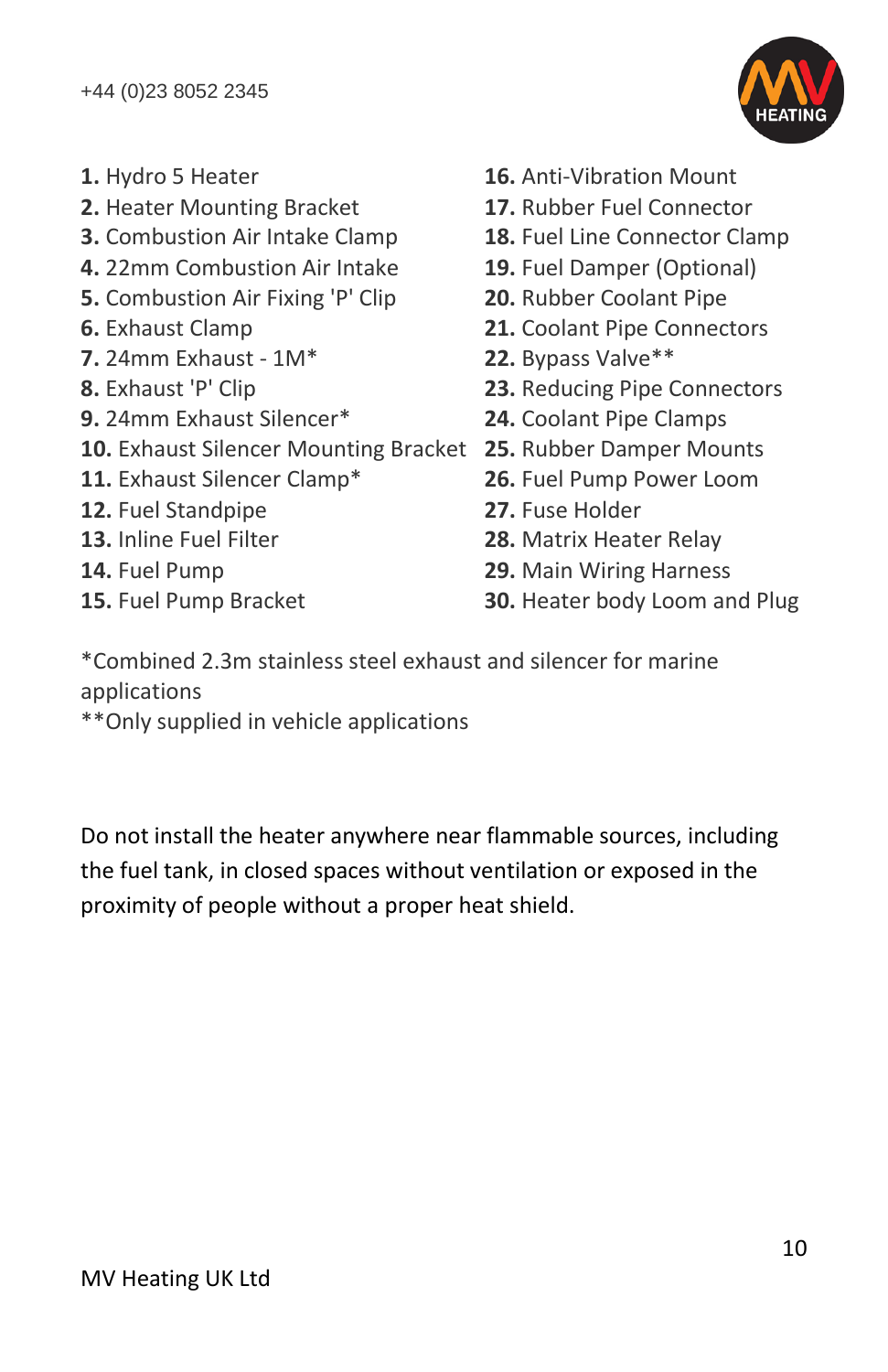**1.** Hydro 5 Heater
**2.** Heater Mounting Bracket
**3.** Combustion Air Intake Clamp
**4.** 22mm Combustion Air Intake
**5.** Combustion Air Fixing 'P' Clip
**6.** Exhaust Clamp
**7.** 24mm Exhaust - 1M*
**8.** Exhaust 'P' Clip
**9.** 24mm Exhaust Silencer*
**10.** Exhaust Silencer Mounting Bracket
**11.** Exhaust Silencer Clamp*
**12.** Fuel Standpipe
**13.** Inline Fuel Filter
**14.** Fuel Pump
**15.** Fuel Pump Bracket
**16.** Anti-Vibration Mount
**17.** Rubber Fuel Connector
**18.** Fuel Line Connector Clamp
**19.** Fuel Damper (Optional)
**20.** Rubber Coolant Pipe
**21.** Coolant Pipe Connectors
**22.** Bypass Valve**
**23.** Reducing Pipe Connectors
**24.** Coolant Pipe Clamps
**25.** Rubber Damper Mounts
**26.** Fuel Pump Power Loom
**27.** Fuse Holder
**28.** Matrix Heater Relay
**29.** Main Wiring Harness
**30.** Heater body Loom and Plug

*Combined 2.3m stainless steel exhaust and silencer for marine applications
**Only supplied in vehicle applications

Do not install the heater anywhere near flammable sources, including the fuel tank, in closed spaces without ventilation or exposed in the proximity of people without a proper heat shield.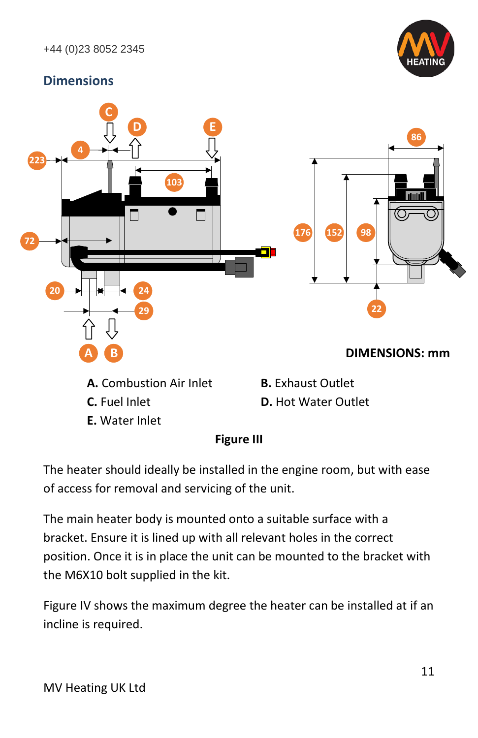## Dimensions

DIMENSIONS: mm

**A.** Combustion Air Inlet

**B.** Exhaust Outlet

**C.** Fuel Inlet

**D.** Hot Water Outlet

**E.** Water Inlet

**Figure III**

The heater should ideally be installed in the engine room, but with ease of access for removal and servicing of the unit.

The main heater body is mounted onto a suitable surface with a bracket. Ensure it is lined up with all relevant holes in the correct position. Once it is in place the unit can be mounted to the bracket with the M6X10 bolt supplied in the kit.

Figure IV shows the maximum degree the heater can be installed at if an incline is required.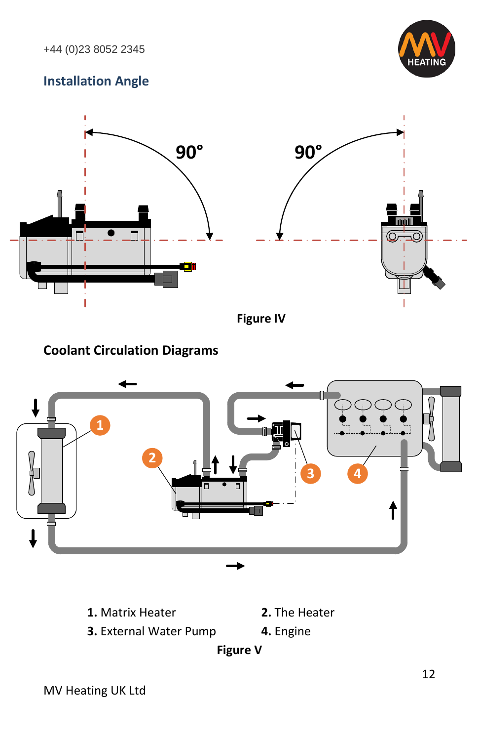## Installation Angle

Figure IV

## Coolant Circulation Diagrams

**1.** Matrix Heater

**2.** The Heater

**3.** External Water Pump

**4.** Engine

Figure V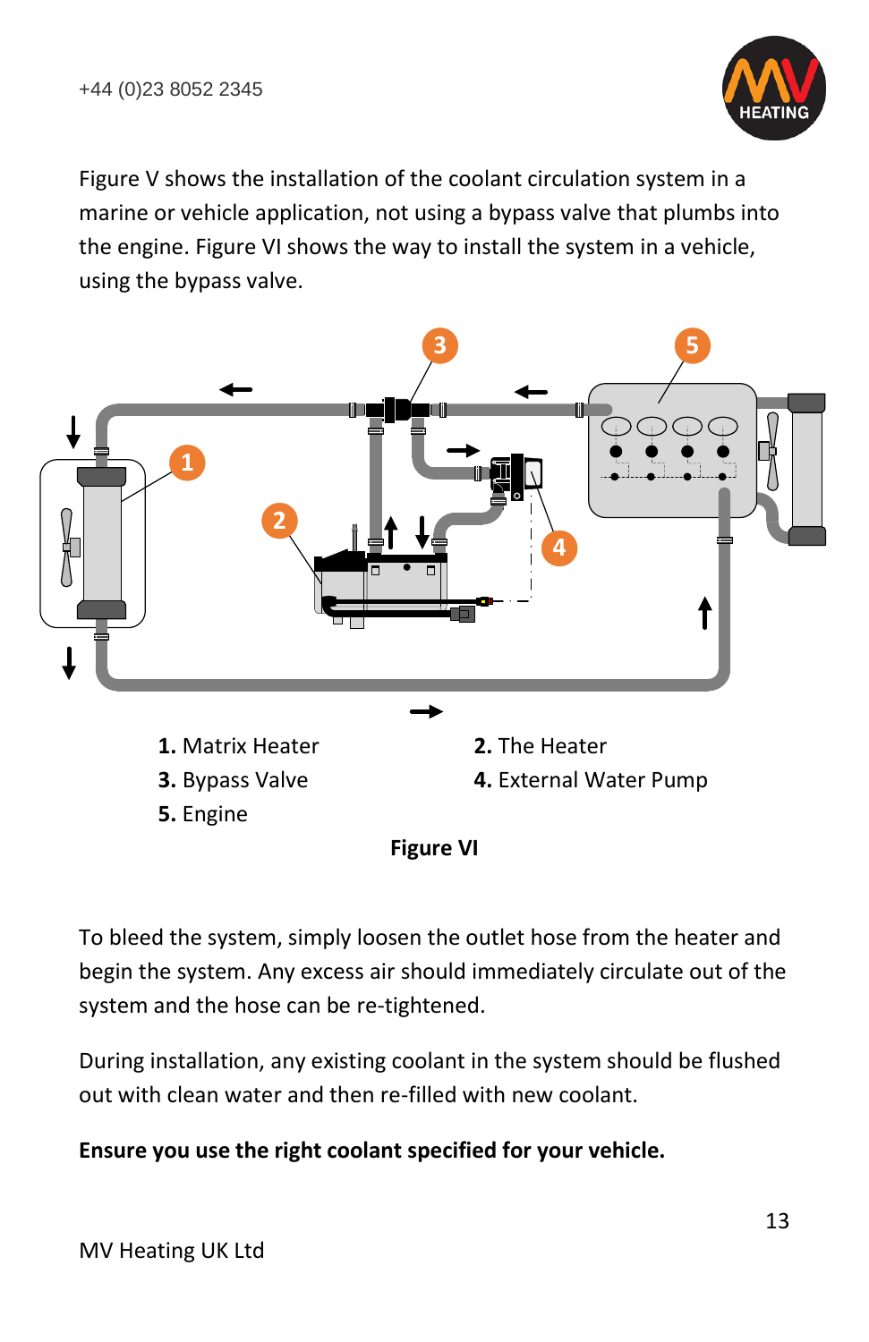Figure V shows the installation of the coolant circulation system in a marine or vehicle application, not using a bypass valve that plumbs into the engine. Figure VI shows the way to install the system in a vehicle, using the bypass valve.

**1.** Matrix Heater
**2.** The Heater
**3.** Bypass Valve
**4.** External Water Pump
**5.** Engine

**Figure VI**

To bleed the system, simply loosen the outlet hose from the heater and begin the system. Any excess air should immediately circulate out of the system and the hose can be re-tightened.

During installation, any existing coolant in the system should be flushed out with clean water and then re-filled with new coolant.

**Ensure you use the right coolant specified for your vehicle.**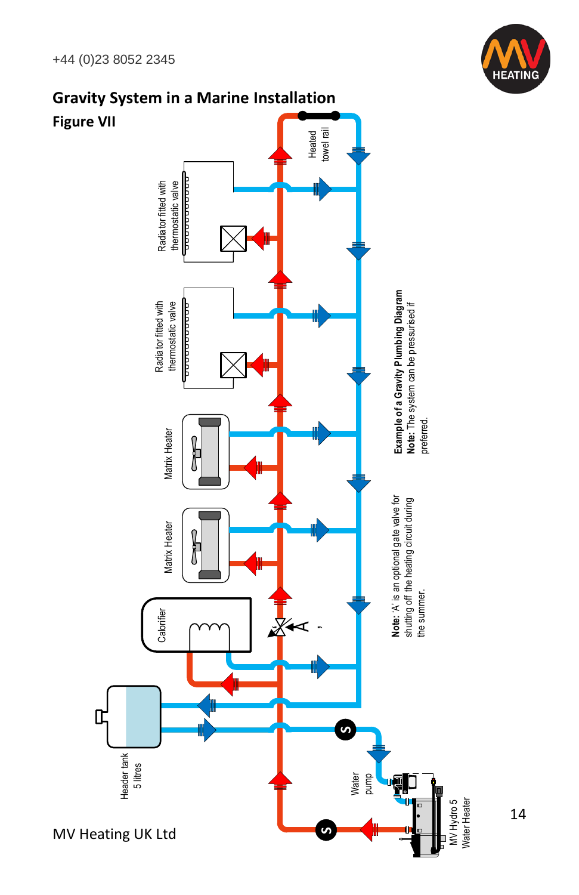## Gravity System in a Marine Installation

### Figure VII

Heated towel rail

Radiator fitted with thermostatic valve

Radiator fitted with thermostatic valve

Matrix Heater

Matrix Heater

Calorifier

A

Header tank 5 litres

Water pump

MV Hydro 5 Water Heater

**Note:** 'A' is an optional gate valve for shutting off the heating circuit during the summer.

**Example of a Gravity Plumbing Diagram**
**Note:** The system can be pressurised if preferred.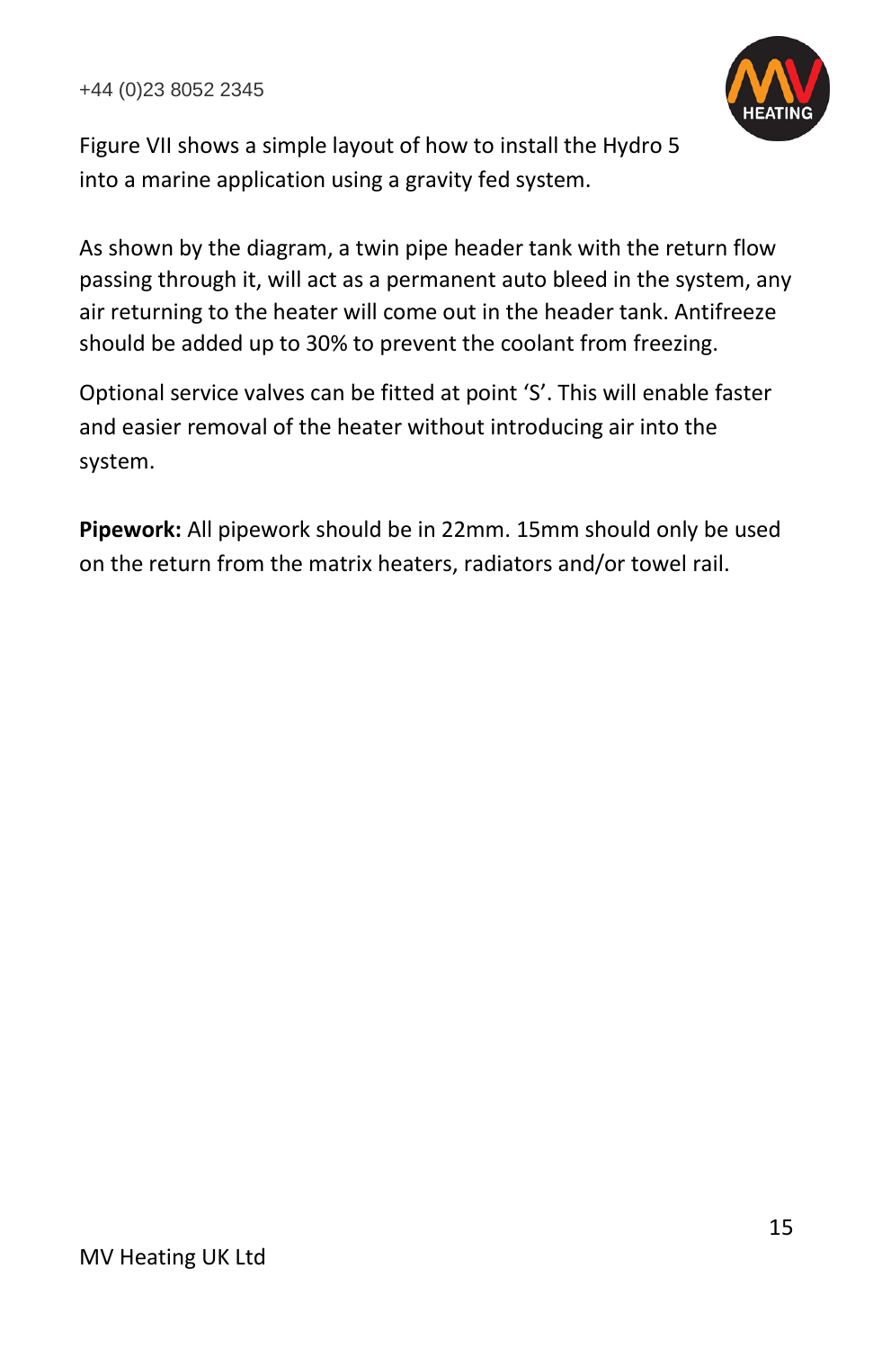Figure VII shows a simple layout of how to install the Hydro 5 into a marine application using a gravity fed system.

As shown by the diagram, a twin pipe header tank with the return flow passing through it, will act as a permanent auto bleed in the system, any air returning to the heater will come out in the header tank. Antifreeze should be added up to 30% to prevent the coolant from freezing.

Optional service valves can be fitted at point ‘S’. This will enable faster and easier removal of the heater without introducing air into the system.

**Pipework:** All pipework should be in 22mm. 15mm should only be used on the return from the matrix heaters, radiators and/or towel rail.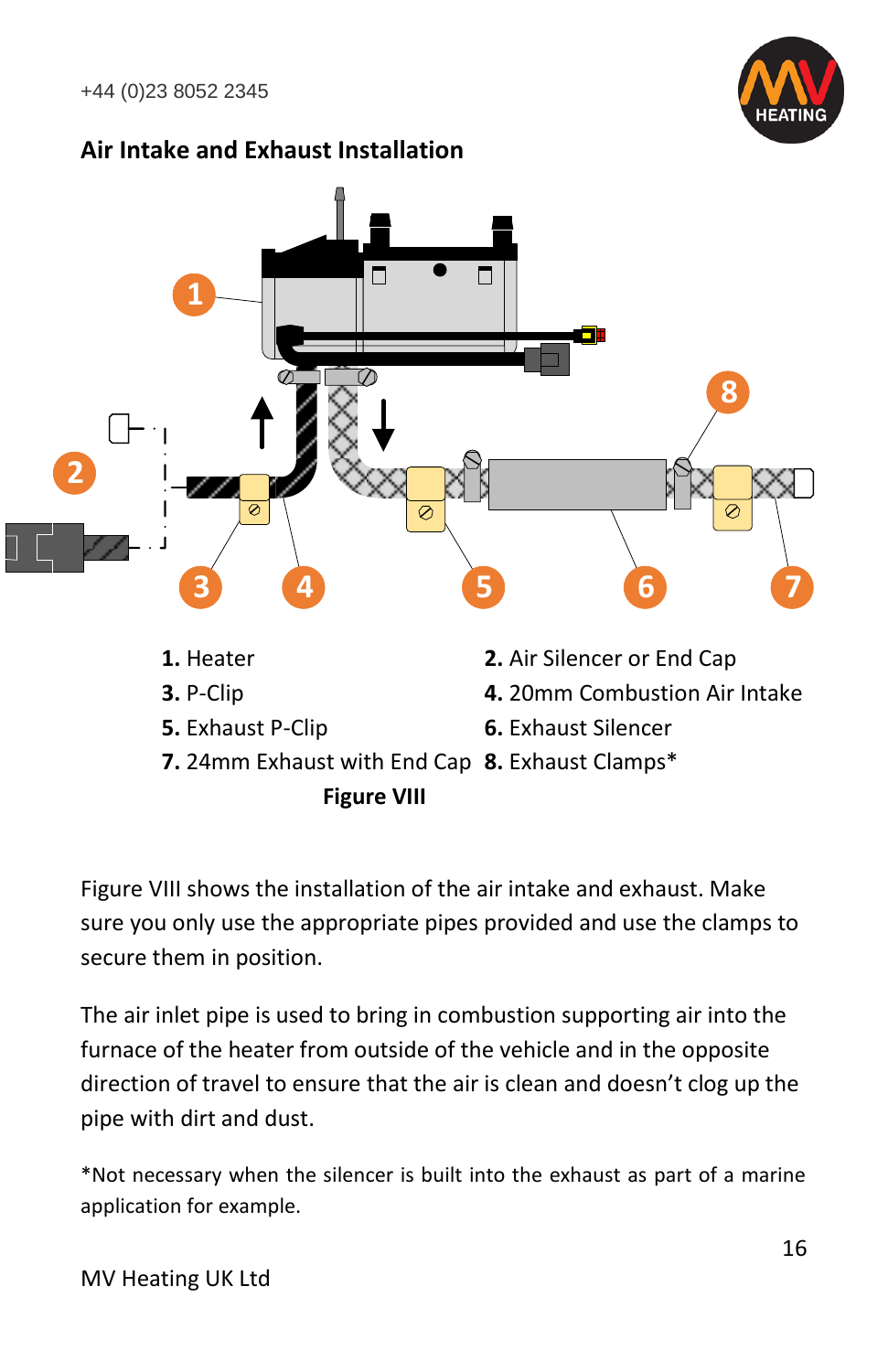## Air Intake and Exhaust Installation

| | |
|---|---|
| **1.** Heater | **2.** Air Silencer or End Cap |
| **3.** P-Clip | **4.** 20mm Combustion Air Intake |
| **5.** Exhaust P-Clip | **6.** Exhaust Silencer |
| **7.** 24mm Exhaust with End Cap | **8.** Exhaust Clamps* |

**Figure VIII**

Figure VIII shows the installation of the air intake and exhaust. Make sure you only use the appropriate pipes provided and use the clamps to secure them in position.

The air inlet pipe is used to bring in combustion supporting air into the furnace of the heater from outside of the vehicle and in the opposite direction of travel to ensure that the air is clean and doesn't clog up the pipe with dirt and dust.

*Not necessary when the silencer is built into the exhaust as part of a marine application for example.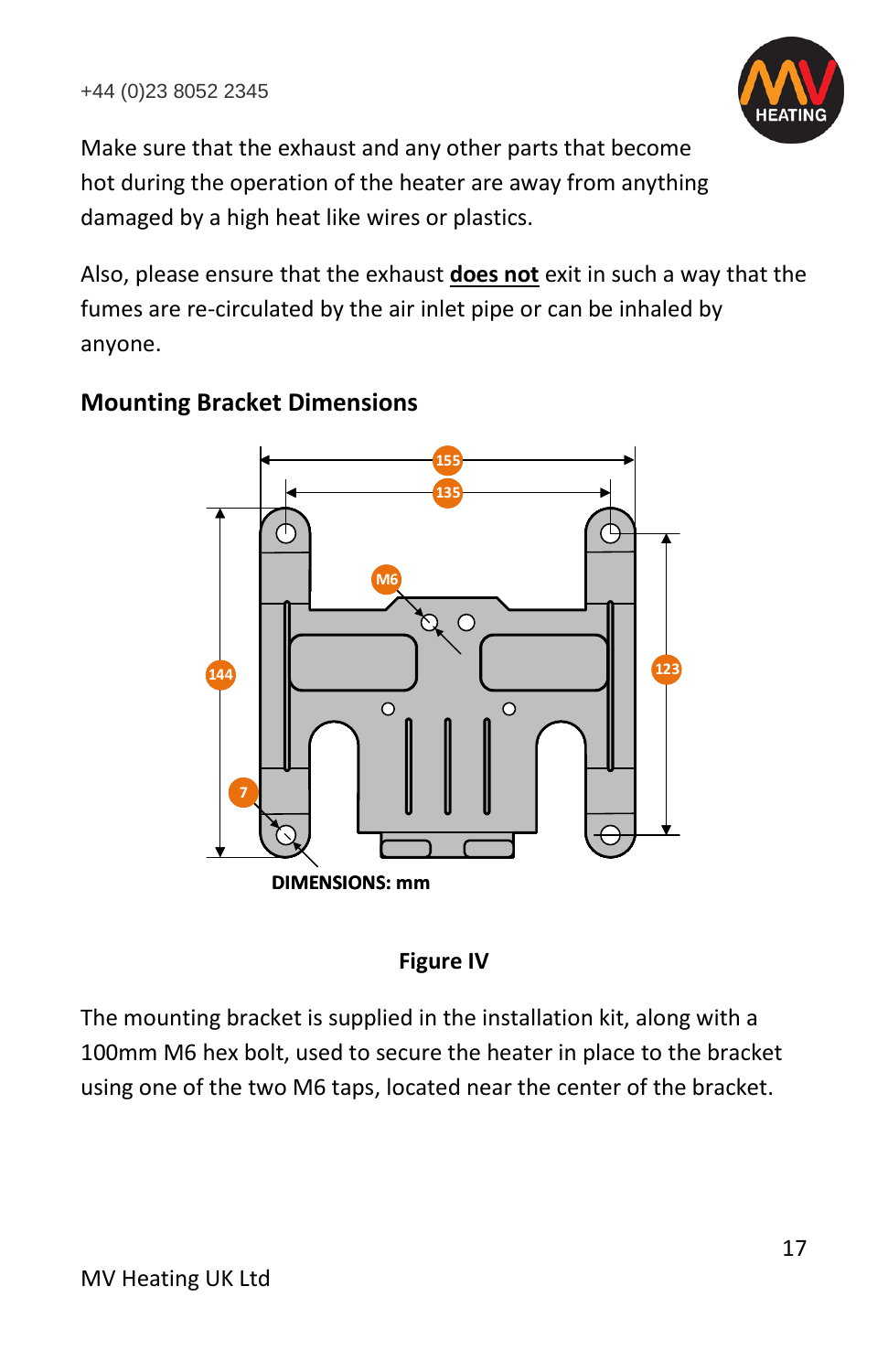Make sure that the exhaust and any other parts that become hot during the operation of the heater are away from anything damaged by a high heat like wires or plastics.

Also, please ensure that the exhaust **does not** exit in such a way that the fumes are re-circulated by the air inlet pipe or can be inhaled by anyone.

## Mounting Bracket Dimensions

**Figure IV**

The mounting bracket is supplied in the installation kit, along with a 100mm M6 hex bolt, used to secure the heater in place to the bracket using one of the two M6 taps, located near the center of the bracket.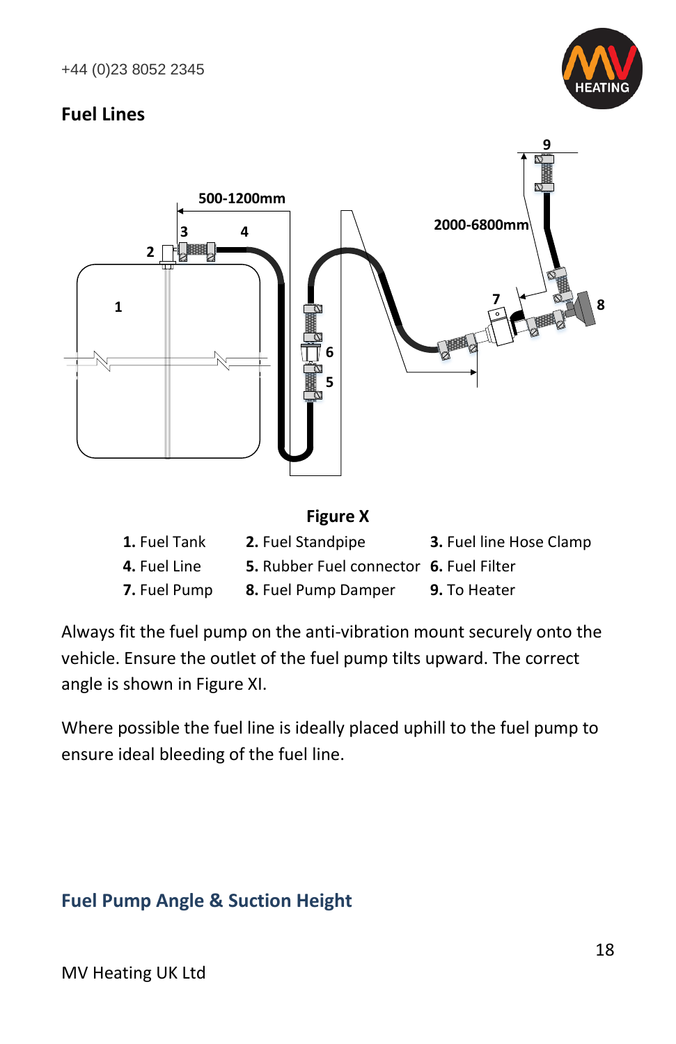## Fuel Lines

**Figure X**

**1.** Fuel Tank  **2.** Fuel Standpipe  **3.** Fuel line Hose Clamp
**4.** Fuel Line  **5.** Rubber Fuel connector  **6.** Fuel Filter
**7.** Fuel Pump  **8.** Fuel Pump Damper  **9.** To Heater

Always fit the fuel pump on the anti-vibration mount securely onto the vehicle. Ensure the outlet of the fuel pump tilts upward. The correct angle is shown in Figure XI.

Where possible the fuel line is ideally placed uphill to the fuel pump to ensure ideal bleeding of the fuel line.

## Fuel Pump Angle & Suction Height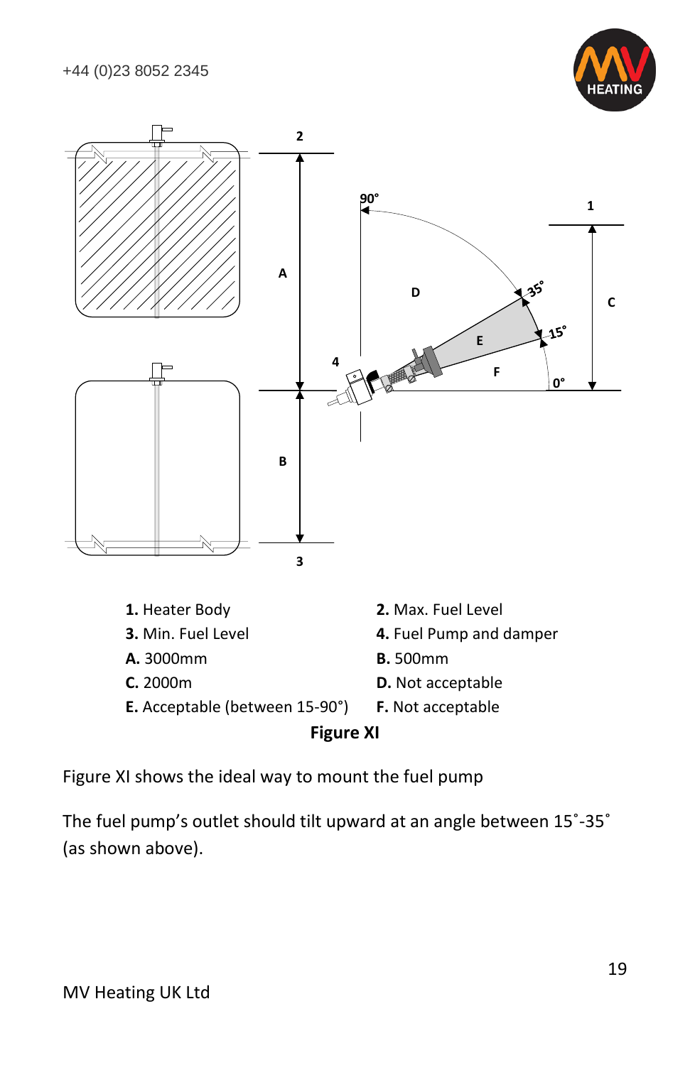**1.** Heater Body

**2.** Max. Fuel Level

**3.** Min. Fuel Level

**4.** Fuel Pump and damper

**A.** 3000mm

**B.** 500mm

**C.** 2000m

**D.** Not acceptable

**E.** Acceptable (between 15-90°)

**F.** Not acceptable

**Figure XI**

Figure XI shows the ideal way to mount the fuel pump

The fuel pump's outlet should tilt upward at an angle between 15˚-35˚ (as shown above).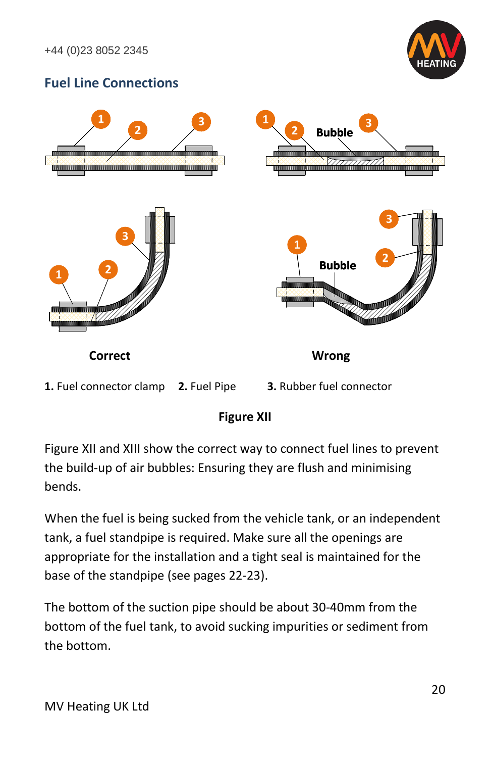## Fuel Line Connections

Correct

Wrong

**1.** Fuel connector clamp **2.** Fuel Pipe **3.** Rubber fuel connector

**Figure XII**

Figure XII and XIII show the correct way to connect fuel lines to prevent the build-up of air bubbles: Ensuring they are flush and minimising bends.

When the fuel is being sucked from the vehicle tank, or an independent tank, a fuel standpipe is required. Make sure all the openings are appropriate for the installation and a tight seal is maintained for the base of the standpipe (see pages 22-23).

The bottom of the suction pipe should be about 30-40mm from the bottom of the fuel tank, to avoid sucking impurities or sediment from the bottom.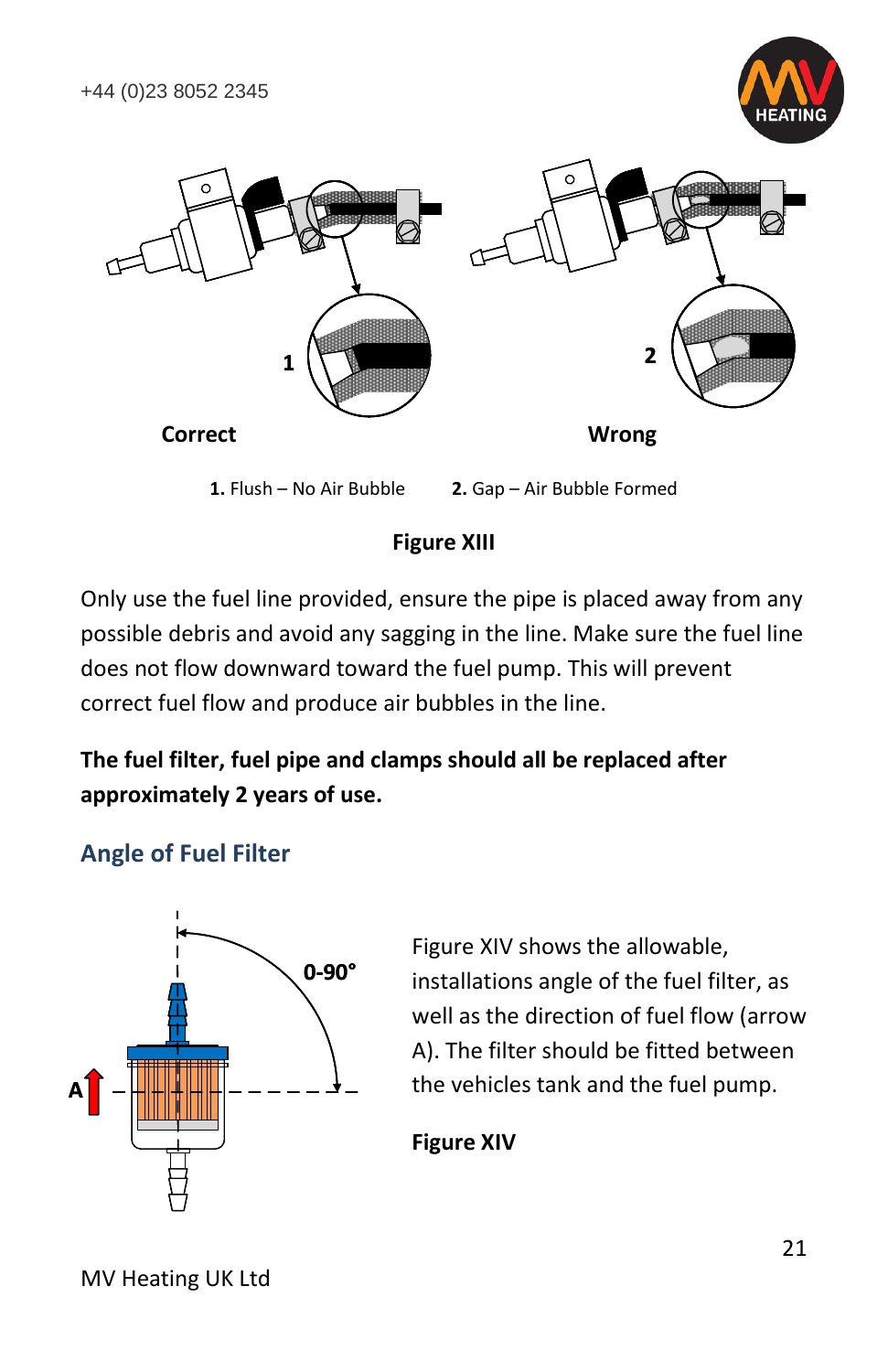Correct

Wrong

**1.** Flush – No Air Bubble **2.** Gap – Air Bubble Formed

**Figure XIII**

Only use the fuel line provided, ensure the pipe is placed away from any possible debris and avoid any sagging in the line. Make sure the fuel line does not flow downward toward the fuel pump. This will prevent correct fuel flow and produce air bubbles in the line.

**The fuel filter, fuel pipe and clamps should all be replaced after approximately 2 years of use.**

## Angle of Fuel Filter

Figure XIV shows the allowable, installations angle of the fuel filter, as well as the direction of fuel flow (arrow A). The filter should be fitted between the vehicles tank and the fuel pump.

**Figure XIV**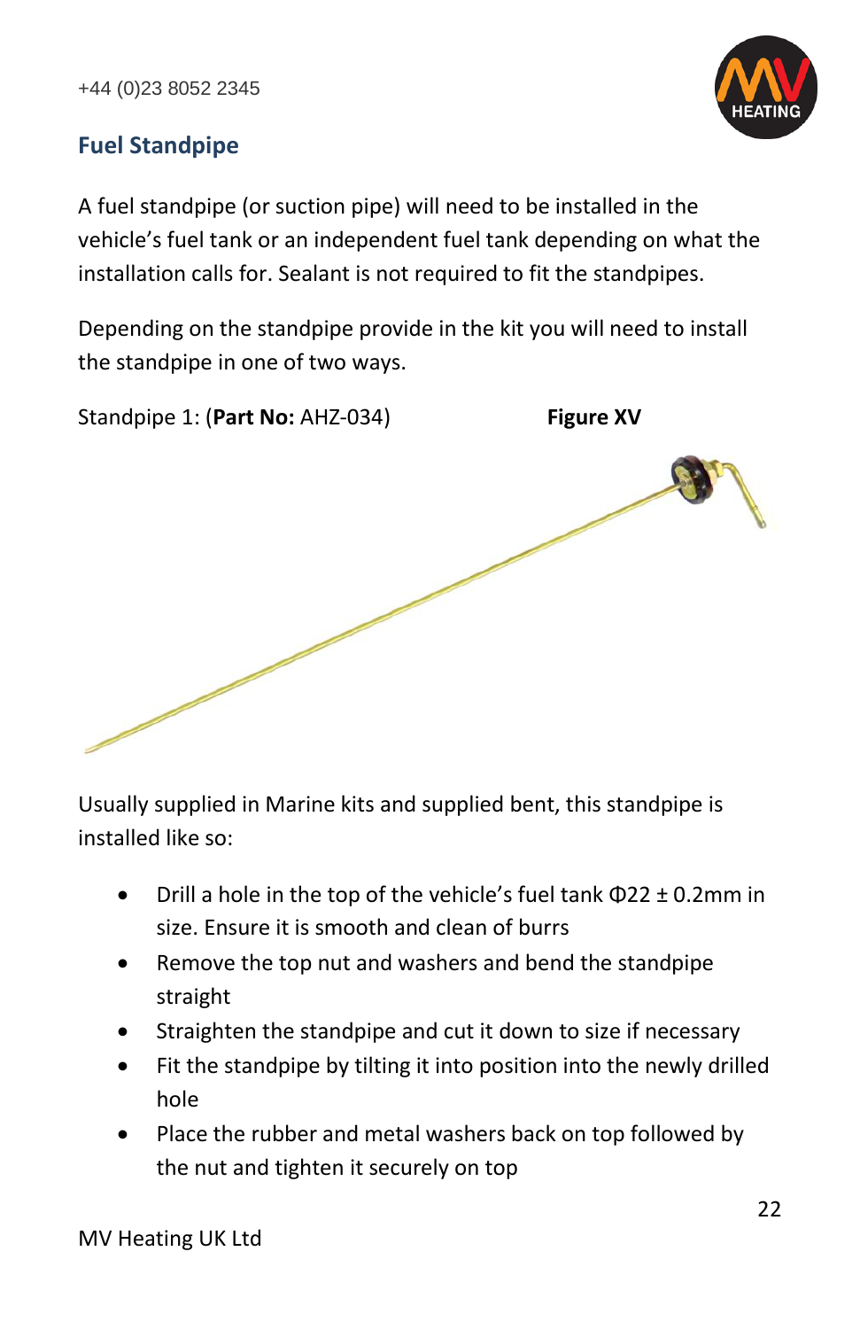## Fuel Standpipe

A fuel standpipe (or suction pipe) will need to be installed in the vehicle's fuel tank or an independent fuel tank depending on what the installation calls for. Sealant is not required to fit the standpipes.

Depending on the standpipe provide in the kit you will need to install the standpipe in one of two ways.

Standpipe 1: (**Part No:** AHZ-034) **Figure XV**

Usually supplied in Marine kits and supplied bent, this standpipe is installed like so:

- Drill a hole in the top of the vehicle's fuel tank Φ22 ± 0.2mm in size. Ensure it is smooth and clean of burrs
- Remove the top nut and washers and bend the standpipe straight
- Straighten the standpipe and cut it down to size if necessary
- Fit the standpipe by tilting it into position into the newly drilled hole
- Place the rubber and metal washers back on top followed by the nut and tighten it securely on top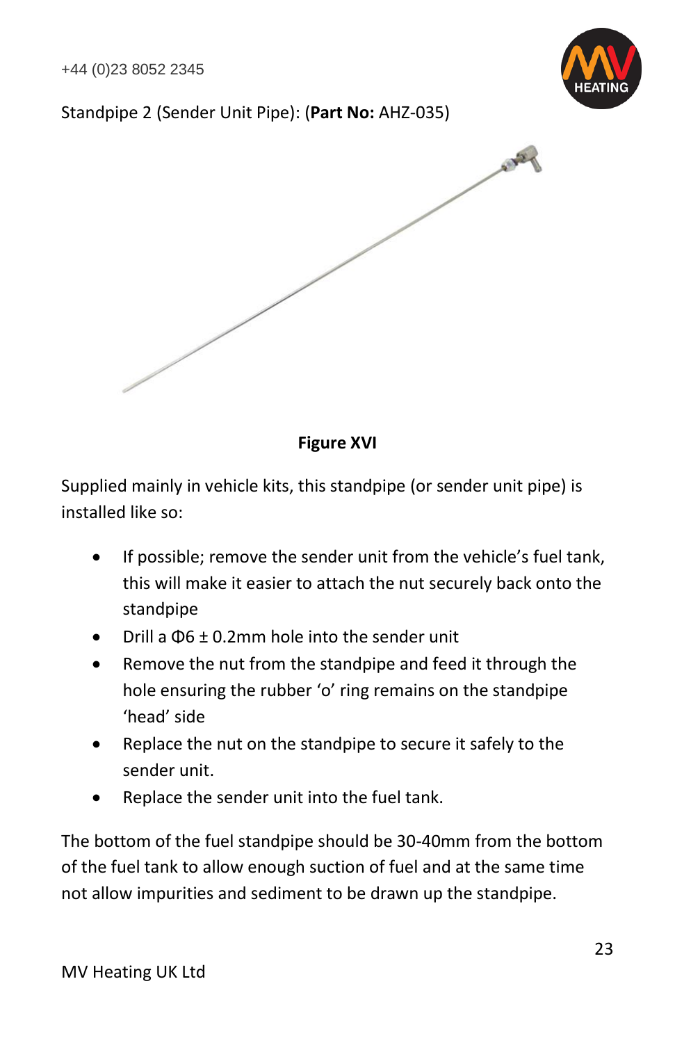Standpipe 2 (Sender Unit Pipe): (**Part No:** AHZ-035)

**Figure XVI**

Supplied mainly in vehicle kits, this standpipe (or sender unit pipe) is installed like so:

- If possible; remove the sender unit from the vehicle's fuel tank, this will make it easier to attach the nut securely back onto the standpipe
- Drill a Φ6 ± 0.2mm hole into the sender unit
- Remove the nut from the standpipe and feed it through the hole ensuring the rubber 'o' ring remains on the standpipe 'head' side
- Replace the nut on the standpipe to secure it safely to the sender unit.
- Replace the sender unit into the fuel tank.

The bottom of the fuel standpipe should be 30-40mm from the bottom of the fuel tank to allow enough suction of fuel and at the same time not allow impurities and sediment to be drawn up the standpipe.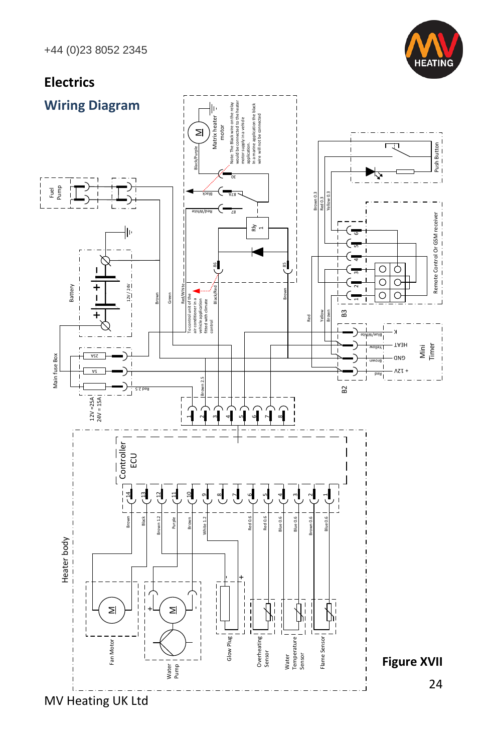# Electrics

## Wiring Diagram

Figure XVII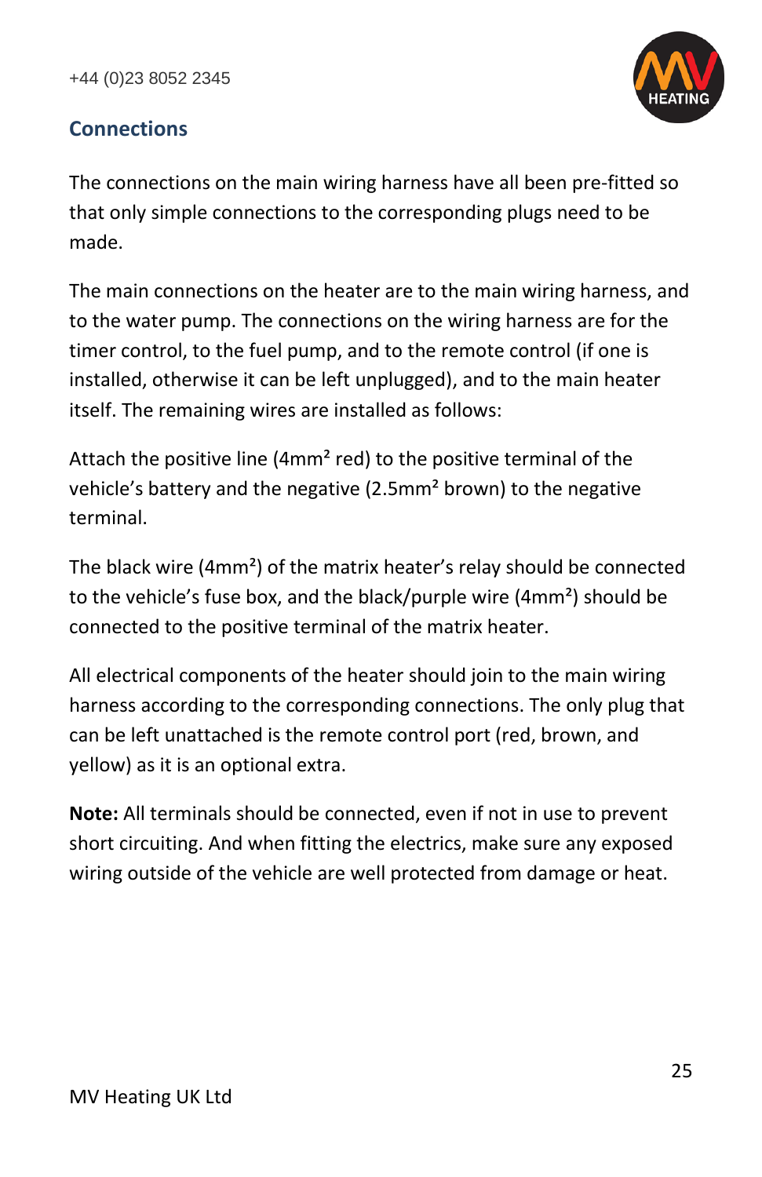## Connections

The connections on the main wiring harness have all been pre-fitted so that only simple connections to the corresponding plugs need to be made.

The main connections on the heater are to the main wiring harness, and to the water pump. The connections on the wiring harness are for the timer control, to the fuel pump, and to the remote control (if one is installed, otherwise it can be left unplugged), and to the main heater itself. The remaining wires are installed as follows:

Attach the positive line ($4mm^2$ red) to the positive terminal of the vehicle's battery and the negative ($2.5mm^2$ brown) to the negative terminal.

The black wire ($4mm^2$) of the matrix heater's relay should be connected to the vehicle's fuse box, and the black/purple wire ($4mm^2$) should be connected to the positive terminal of the matrix heater.

All electrical components of the heater should join to the main wiring harness according to the corresponding connections. The only plug that can be left unattached is the remote control port (red, brown, and yellow) as it is an optional extra.

**Note:** All terminals should be connected, even if not in use to prevent short circuiting. And when fitting the electrics, make sure any exposed wiring outside of the vehicle are well protected from damage or heat.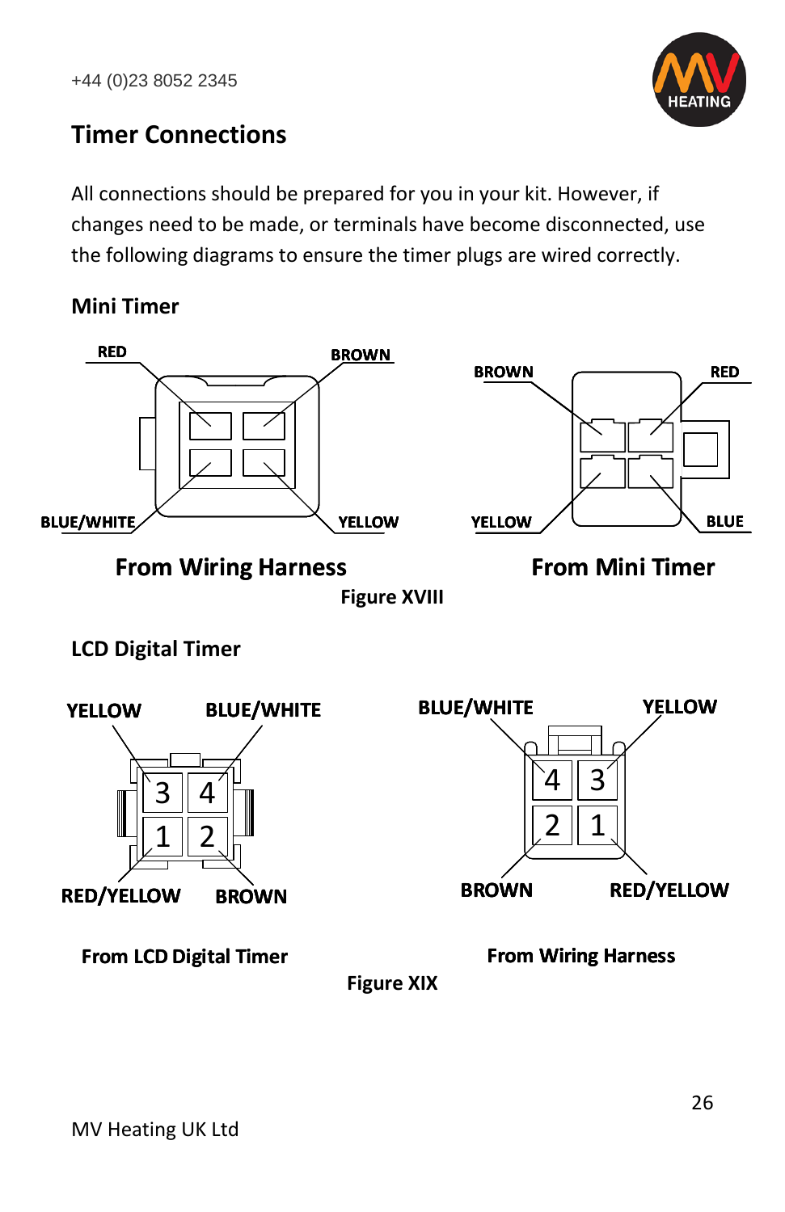## Timer Connections

All connections should be prepared for you in your kit. However, if changes need to be made, or terminals have become disconnected, use the following diagrams to ensure the timer plugs are wired correctly.

### Mini Timer

RED BROWN

BLUE/WHITE YELLOW

**From Wiring Harness**

BROWN RED

YELLOW BLUE

**From Mini Timer**

**Figure XVIII**

### LCD Digital Timer

YELLOW BLUE/WHITE

3 4

1 2

RED/YELLOW BROWN

**From LCD Digital Timer**

BLUE/WHITE YELLOW

4 3

2 1

BROWN RED/YELLOW

**From Wiring Harness**

**Figure XIX**

MV Heating UK Ltd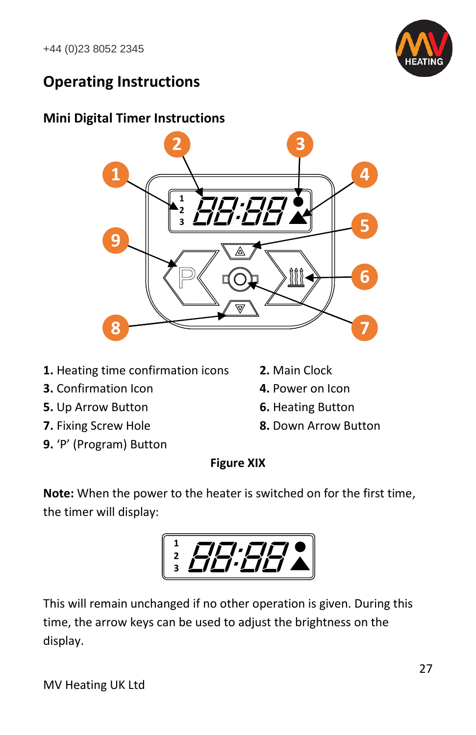# Operating Instructions

## Mini Digital Timer Instructions

**1.** Heating time confirmation icons
**2.** Main Clock
**3.** Confirmation Icon
**4.** Power on Icon
**5.** Up Arrow Button
**6.** Heating Button
**7.** Fixing Screw Hole
**8.** Down Arrow Button
**9.** 'P' (Program) Button

**Figure XIX**

**Note:** When the power to the heater is switched on for the first time, the timer will display:

This will remain unchanged if no other operation is given. During this time, the arrow keys can be used to adjust the brightness on the display.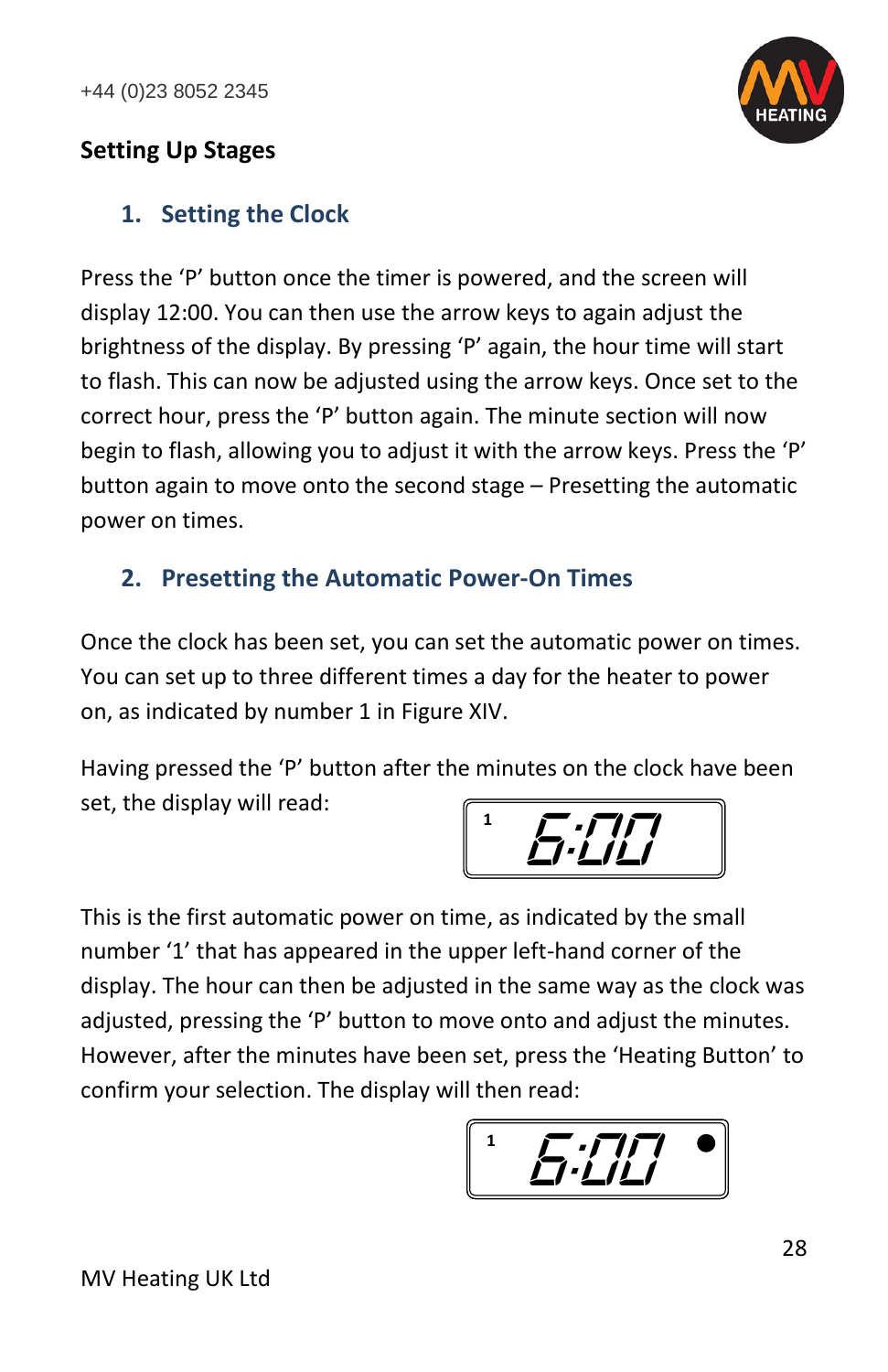## Setting Up Stages

### 1. Setting the Clock

Press the 'P' button once the timer is powered, and the screen will display 12:00. You can then use the arrow keys to again adjust the brightness of the display. By pressing 'P' again, the hour time will start to flash. This can now be adjusted using the arrow keys. Once set to the correct hour, press the 'P' button again. The minute section will now begin to flash, allowing you to adjust it with the arrow keys. Press the 'P' button again to move onto the second stage – Presetting the automatic power on times.

### 2. Presetting the Automatic Power-On Times

Once the clock has been set, you can set the automatic power on times. You can set up to three different times a day for the heater to power on, as indicated by number 1 in Figure XIV.

Having pressed the 'P' button after the minutes on the clock have been set, the display will read:

```
1  6:00
```

This is the first automatic power on time, as indicated by the small number '1' that has appeared in the upper left-hand corner of the display. The hour can then be adjusted in the same way as the clock was adjusted, pressing the 'P' button to move onto and adjust the minutes. However, after the minutes have been set, press the 'Heating Button' to confirm your selection. The display will then read:

```
1  6:00  ●
```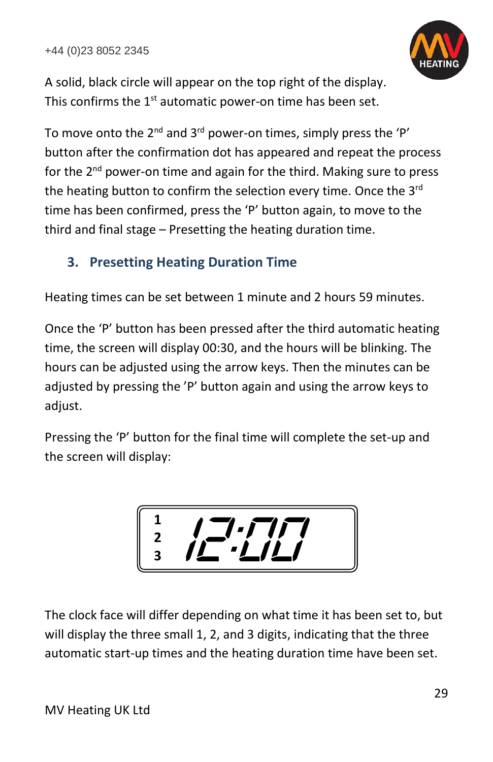A solid, black circle will appear on the top right of the display. This confirms the 1st automatic power-on time has been set.

To move onto the 2nd and 3rd power-on times, simply press the 'P' button after the confirmation dot has appeared and repeat the process for the 2nd power-on time and again for the third. Making sure to press the heating button to confirm the selection every time. Once the 3rd time has been confirmed, press the 'P' button again, to move to the third and final stage – Presetting the heating duration time.

### 3. Presetting Heating Duration Time

Heating times can be set between 1 minute and 2 hours 59 minutes.

Once the 'P' button has been pressed after the third automatic heating time, the screen will display 00:30, and the hours will be blinking. The hours can be adjusted using the arrow keys. Then the minutes can be adjusted by pressing the 'P' button again and using the arrow keys to adjust.

Pressing the 'P' button for the final time will complete the set-up and the screen will display:

```
1
2   12:00
3
```

The clock face will differ depending on what time it has been set to, but will display the three small 1, 2, and 3 digits, indicating that the three automatic start-up times and the heating duration time have been set.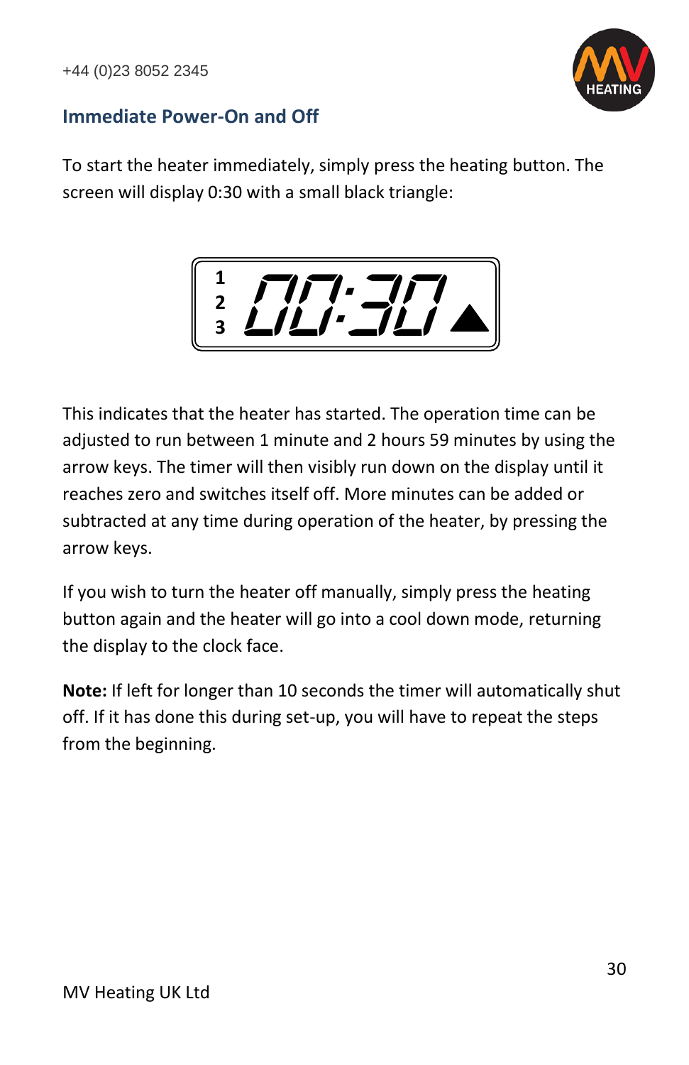## Immediate Power-On and Off

To start the heater immediately, simply press the heating button. The screen will display 0:30 with a small black triangle:

This indicates that the heater has started. The operation time can be adjusted to run between 1 minute and 2 hours 59 minutes by using the arrow keys. The timer will then visibly run down on the display until it reaches zero and switches itself off. More minutes can be added or subtracted at any time during operation of the heater, by pressing the arrow keys.

If you wish to turn the heater off manually, simply press the heating button again and the heater will go into a cool down mode, returning the display to the clock face.

**Note:** If left for longer than 10 seconds the timer will automatically shut off. If it has done this during set-up, you will have to repeat the steps from the beginning.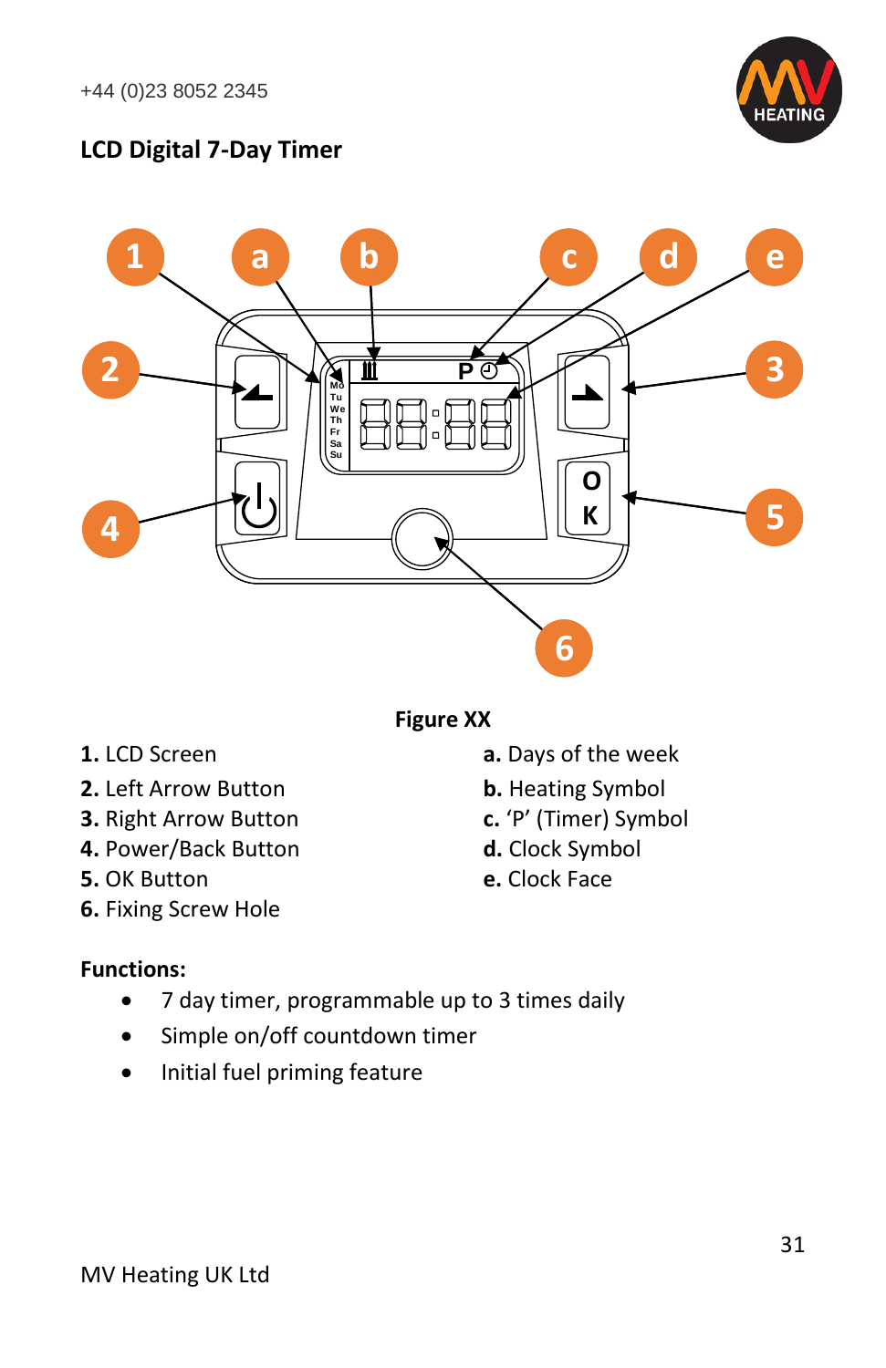## LCD Digital 7-Day Timer

Figure XX

**1.** LCD Screen
**2.** Left Arrow Button
**3.** Right Arrow Button
**4.** Power/Back Button
**5.** OK Button
**6.** Fixing Screw Hole

**a.** Days of the week
**b.** Heating Symbol
**c.** 'P' (Timer) Symbol
**d.** Clock Symbol
**e.** Clock Face

**Functions:**

- 7 day timer, programmable up to 3 times daily
- Simple on/off countdown timer
- Initial fuel priming feature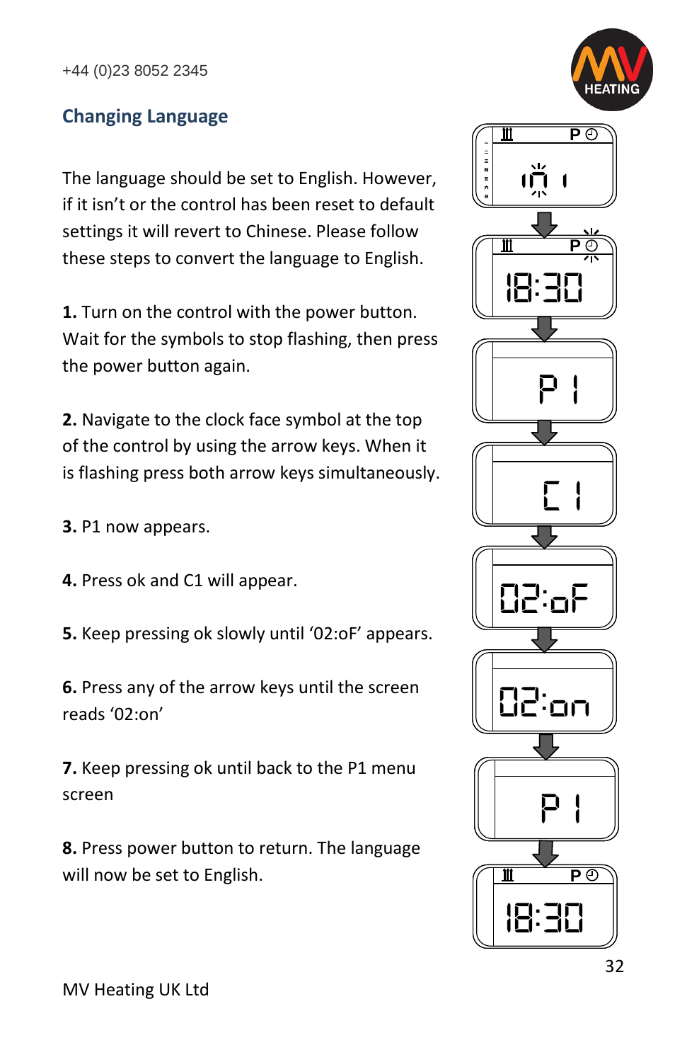## Changing Language

The language should be set to English. However, if it isn't or the control has been reset to default settings it will revert to Chinese. Please follow these steps to convert the language to English.

**1.** Turn on the control with the power button. Wait for the symbols to stop flashing, then press the power button again.

**2.** Navigate to the clock face symbol at the top of the control by using the arrow keys. When it is flashing press both arrow keys simultaneously.

**3.** P1 now appears.

**4.** Press ok and C1 will appear.

**5.** Keep pressing ok slowly until '02:oF' appears.

**6.** Press any of the arrow keys until the screen reads '02:on'

**7.** Keep pressing ok until back to the P1 menu screen

**8.** Press power button to return. The language will now be set to English.

MV Heating UK Ltd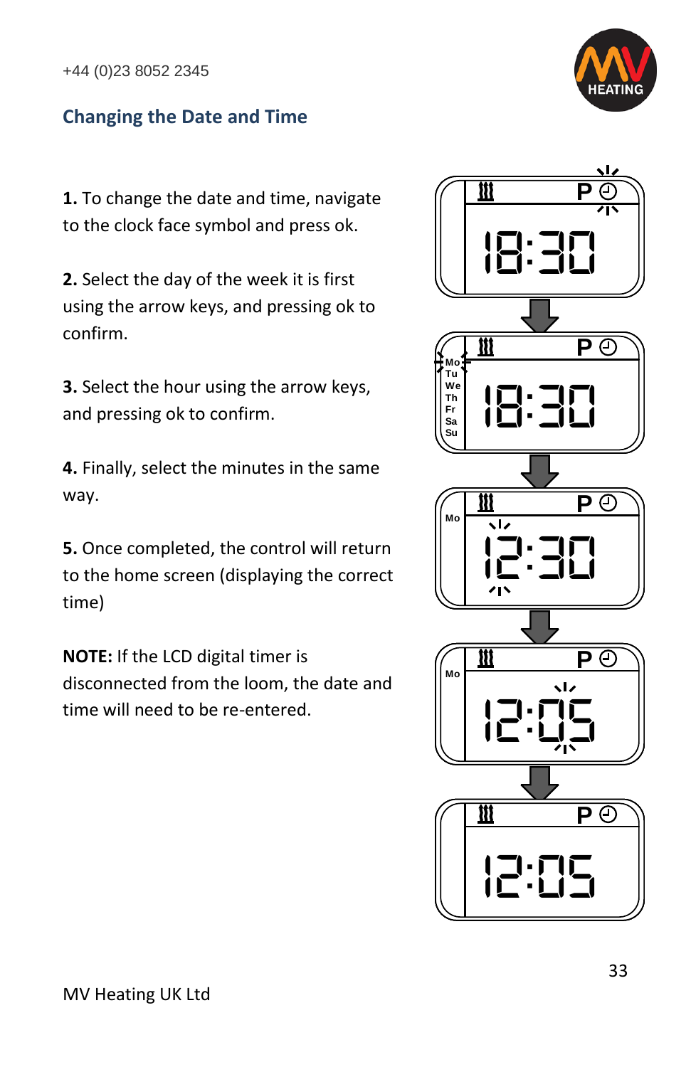## Changing the Date and Time

**1.** To change the date and time, navigate to the clock face symbol and press ok.

**2.** Select the day of the week it is first using the arrow keys, and pressing ok to confirm.

**3.** Select the hour using the arrow keys, and pressing ok to confirm.

**4.** Finally, select the minutes in the same way.

**5.** Once completed, the control will return to the home screen (displaying the correct time)

**NOTE:** If the LCD digital timer is disconnected from the loom, the date and time will need to be re-entered.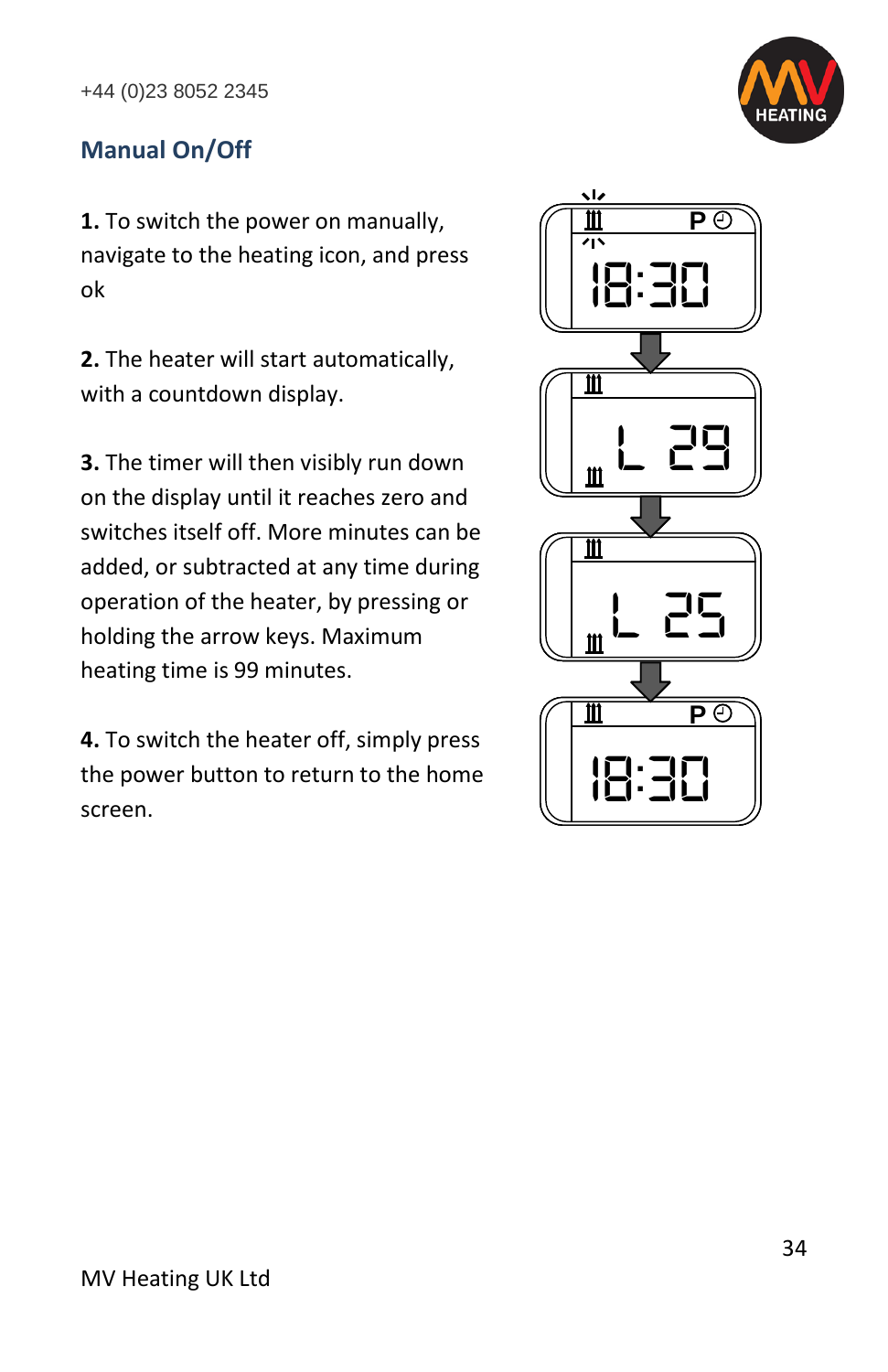## Manual On/Off

**1.** To switch the power on manually, navigate to the heating icon, and press ok

**2.** The heater will start automatically, with a countdown display.

**3.** The timer will then visibly run down on the display until it reaches zero and switches itself off. More minutes can be added, or subtracted at any time during operation of the heater, by pressing or holding the arrow keys. Maximum heating time is 99 minutes.

**4.** To switch the heater off, simply press the power button to return to the home screen.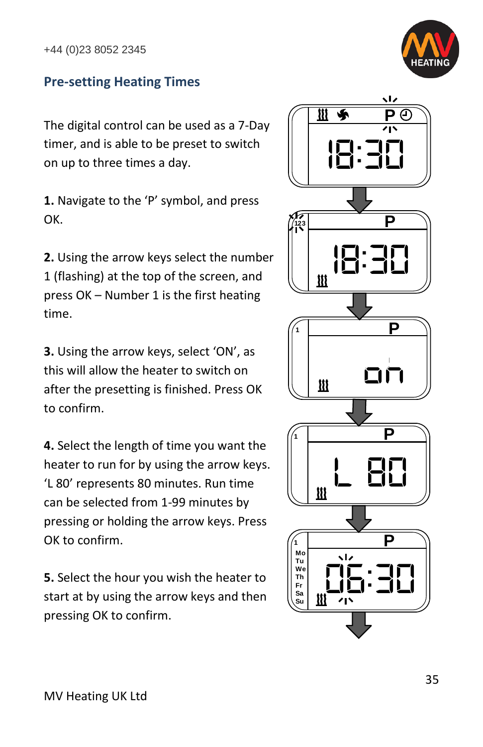## Pre-setting Heating Times

The digital control can be used as a 7-Day timer, and is able to be preset to switch on up to three times a day.

**1.** Navigate to the 'P' symbol, and press OK.

**2.** Using the arrow keys select the number 1 (flashing) at the top of the screen, and press OK – Number 1 is the first heating time.

**3.** Using the arrow keys, select 'ON', as this will allow the heater to switch on after the presetting is finished. Press OK to confirm.

**4.** Select the length of time you want the heater to run for by using the arrow keys. 'L 80' represents 80 minutes. Run time can be selected from 1-99 minutes by pressing or holding the arrow keys. Press OK to confirm.

**5.** Select the hour you wish the heater to start at by using the arrow keys and then pressing OK to confirm.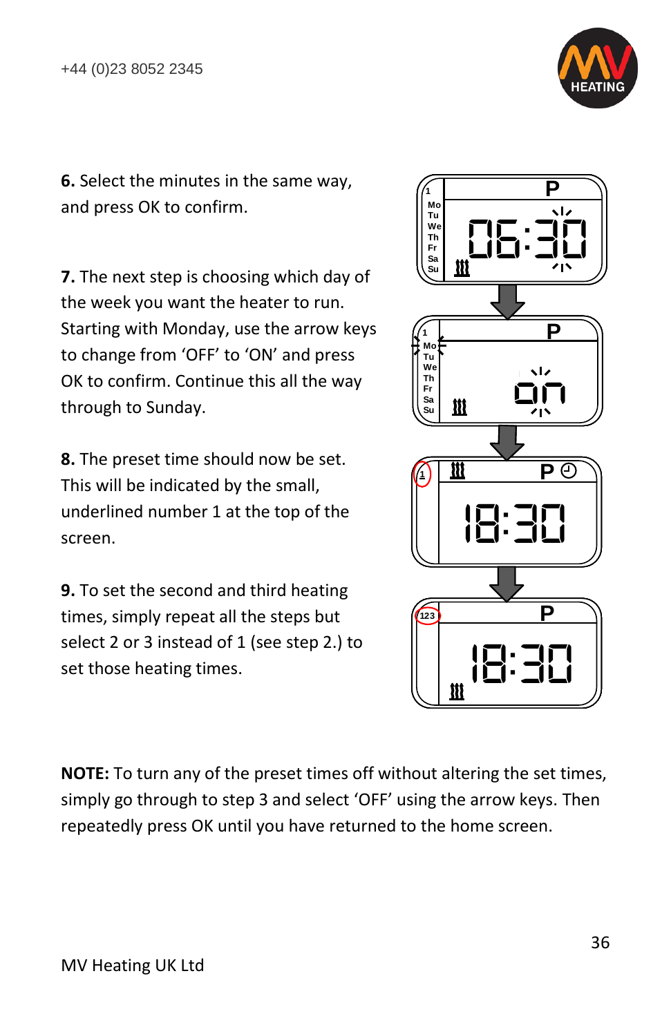**6.** Select the minutes in the same way, and press OK to confirm.

**7.** The next step is choosing which day of the week you want the heater to run. Starting with Monday, use the arrow keys to change from 'OFF' to 'ON' and press OK to confirm. Continue this all the way through to Sunday.

**8.** The preset time should now be set. This will be indicated by the small, underlined number 1 at the top of the screen.

**9.** To set the second and third heating times, simply repeat all the steps but select 2 or 3 instead of 1 (see step 2.) to set those heating times.

**NOTE:** To turn any of the preset times off without altering the set times, simply go through to step 3 and select 'OFF' using the arrow keys. Then repeatedly press OK until you have returned to the home screen.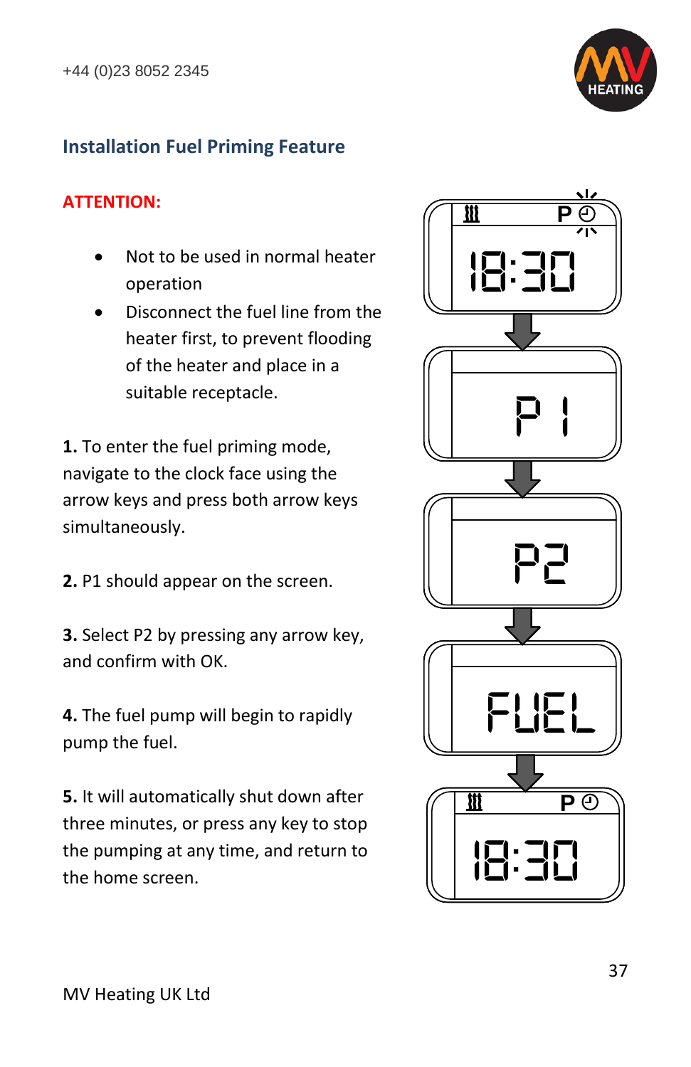## Installation Fuel Priming Feature

**ATTENTION:**

- Not to be used in normal heater operation
- Disconnect the fuel line from the heater first, to prevent flooding of the heater and place in a suitable receptacle.

**1.** To enter the fuel priming mode, navigate to the clock face using the arrow keys and press both arrow keys simultaneously.

**2.** P1 should appear on the screen.

**3.** Select P2 by pressing any arrow key, and confirm with OK.

**4.** The fuel pump will begin to rapidly pump the fuel.

**5.** It will automatically shut down after three minutes, or press any key to stop the pumping at any time, and return to the home screen.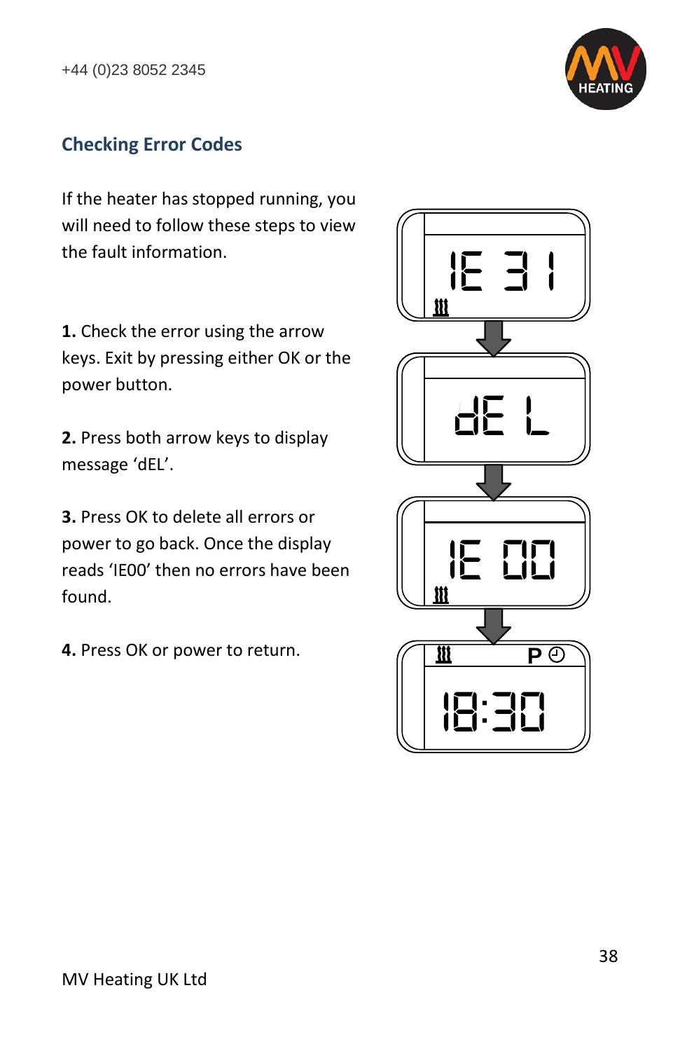## Checking Error Codes

If the heater has stopped running, you will need to follow these steps to view the fault information.

**1.** Check the error using the arrow keys. Exit by pressing either OK or the power button.

**2.** Press both arrow keys to display message ‘dEL’.

**3.** Press OK to delete all errors or power to go back. Once the display reads ‘IE00’ then no errors have been found.

**4.** Press OK or power to return.

MV Heating UK Ltd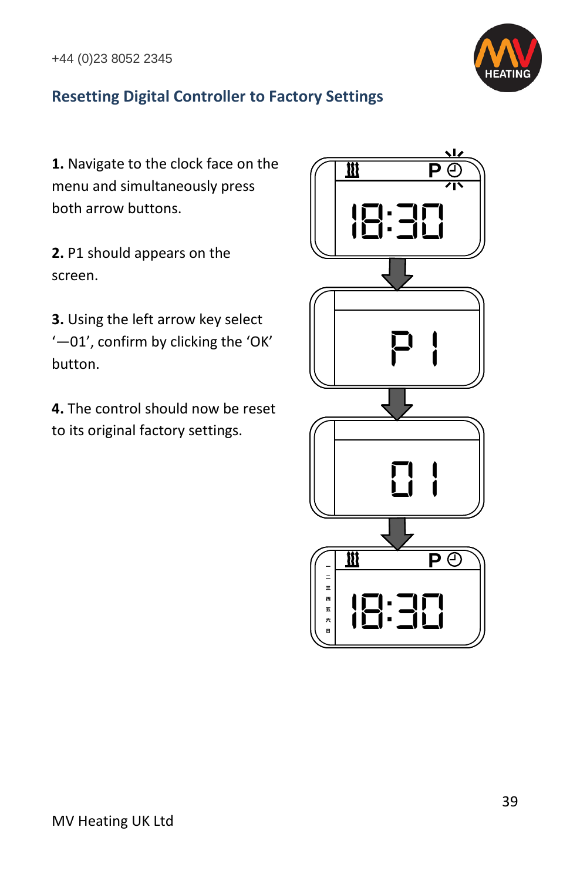## Resetting Digital Controller to Factory Settings

**1.** Navigate to the clock face on the menu and simultaneously press both arrow buttons.

**2.** P1 should appears on the screen.

**3.** Using the left arrow key select '—01', confirm by clicking the 'OK' button.

**4.** The control should now be reset to its original factory settings.

MV Heating UK Ltd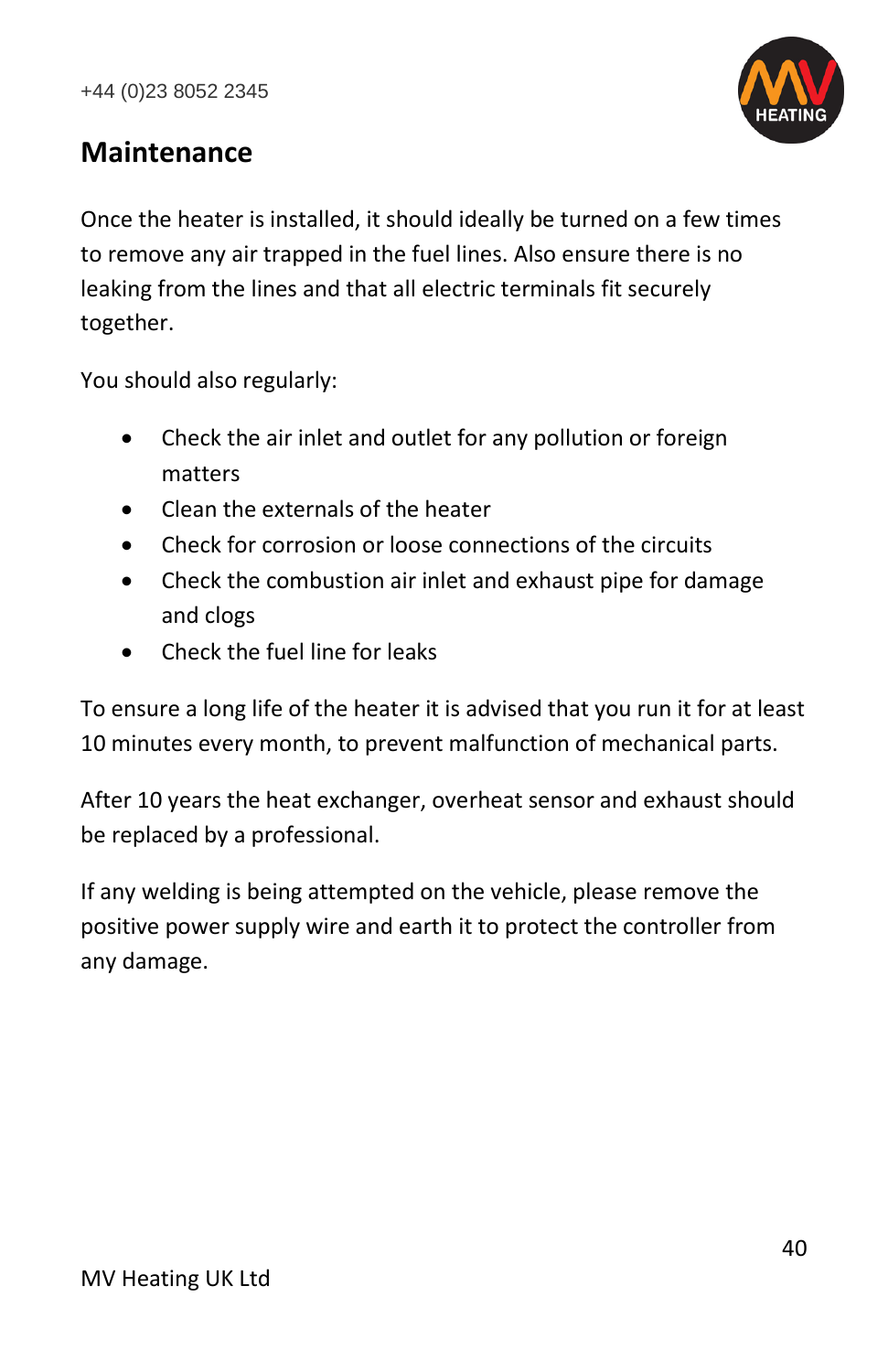## Maintenance

Once the heater is installed, it should ideally be turned on a few times to remove any air trapped in the fuel lines. Also ensure there is no leaking from the lines and that all electric terminals fit securely together.

You should also regularly:

- Check the air inlet and outlet for any pollution or foreign matters
- Clean the externals of the heater
- Check for corrosion or loose connections of the circuits
- Check the combustion air inlet and exhaust pipe for damage and clogs
- Check the fuel line for leaks

To ensure a long life of the heater it is advised that you run it for at least 10 minutes every month, to prevent malfunction of mechanical parts.

After 10 years the heat exchanger, overheat sensor and exhaust should be replaced by a professional.

If any welding is being attempted on the vehicle, please remove the positive power supply wire and earth it to protect the controller from any damage.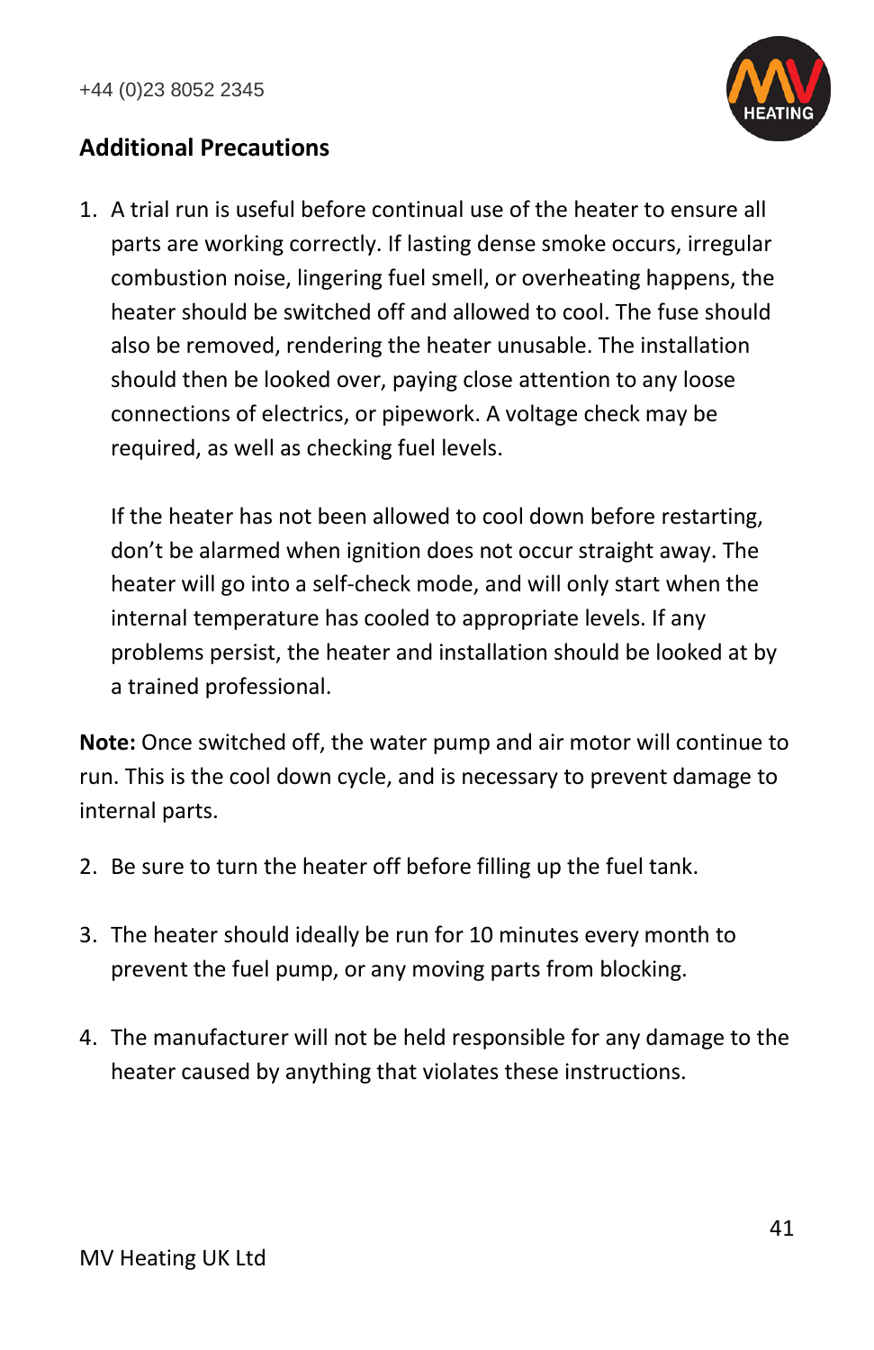## Additional Precautions

1. A trial run is useful before continual use of the heater to ensure all parts are working correctly. If lasting dense smoke occurs, irregular combustion noise, lingering fuel smell, or overheating happens, the heater should be switched off and allowed to cool. The fuse should also be removed, rendering the heater unusable. The installation should then be looked over, paying close attention to any loose connections of electrics, or pipework. A voltage check may be required, as well as checking fuel levels.

   If the heater has not been allowed to cool down before restarting, don't be alarmed when ignition does not occur straight away. The heater will go into a self-check mode, and will only start when the internal temperature has cooled to appropriate levels. If any problems persist, the heater and installation should be looked at by a trained professional.

**Note:** Once switched off, the water pump and air motor will continue to run. This is the cool down cycle, and is necessary to prevent damage to internal parts.

2. Be sure to turn the heater off before filling up the fuel tank.

3. The heater should ideally be run for 10 minutes every month to prevent the fuel pump, or any moving parts from blocking.

4. The manufacturer will not be held responsible for any damage to the heater caused by anything that violates these instructions.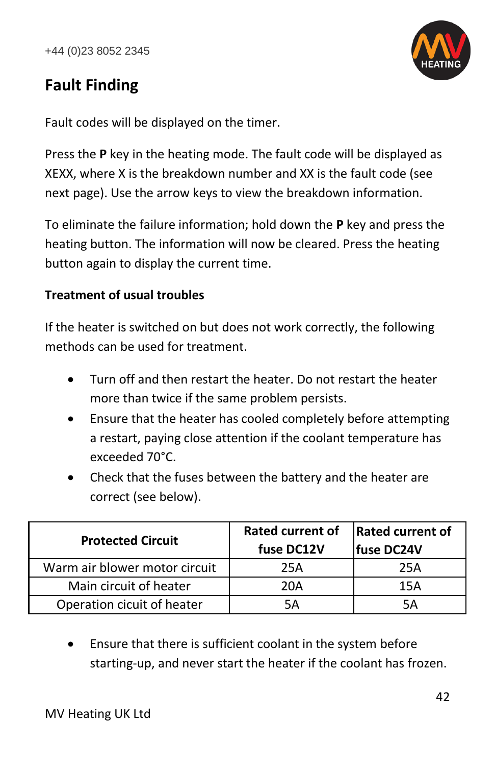## Fault Finding

Fault codes will be displayed on the timer.

Press the **P** key in the heating mode. The fault code will be displayed as XEXX, where X is the breakdown number and XX is the fault code (see next page). Use the arrow keys to view the breakdown information.

To eliminate the failure information; hold down the **P** key and press the heating button. The information will now be cleared. Press the heating button again to display the current time.

**Treatment of usual troubles**

If the heater is switched on but does not work correctly, the following methods can be used for treatment.

- Turn off and then restart the heater. Do not restart the heater more than twice if the same problem persists.
- Ensure that the heater has cooled completely before attempting a restart, paying close attention if the coolant temperature has exceeded 70°C.
- Check that the fuses between the battery and the heater are correct (see below).

| Protected Circuit | Rated current of fuse DC12V | Rated current of fuse DC24V |
|---|---|---|
| Warm air blower motor circuit | 25A | 25A |
| Main circuit of heater | 20A | 15A |
| Operation cicuit of heater | 5A | 5A |

- Ensure that there is sufficient coolant in the system before starting-up, and never start the heater if the coolant has frozen.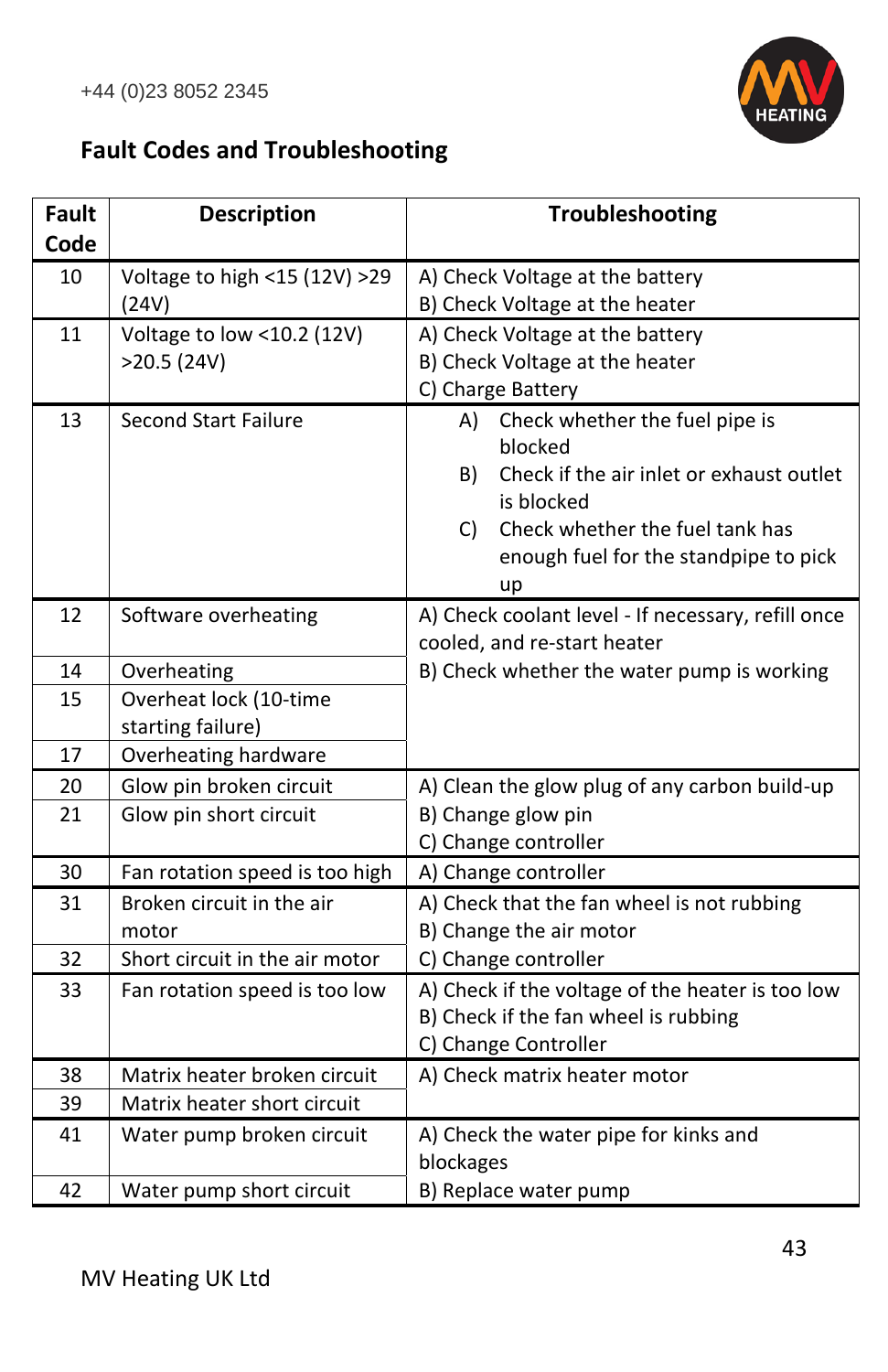## Fault Codes and Troubleshooting

| Fault Code | Description | Troubleshooting |
|---|---|---|
| 10 | Voltage to high <15 (12V) >29 (24V) | A) Check Voltage at the battery<br>B) Check Voltage at the heater |
| 11 | Voltage to low <10.2 (12V) >20.5 (24V) | A) Check Voltage at the battery<br>B) Check Voltage at the heater<br>C) Charge Battery |
| 13 | Second Start Failure | A) Check whether the fuel pipe is blocked<br>B) Check if the air inlet or exhaust outlet is blocked<br>C) Check whether the fuel tank has enough fuel for the standpipe to pick up |
| 12 | Software overheating | A) Check coolant level - If necessary, refill once cooled, and re-start heater<br>B) Check whether the water pump is working |
| 14 | Overheating | |
| 15 | Overheat lock (10-time starting failure) | |
| 17 | Overheating hardware | |
| 20 | Glow pin broken circuit | A) Clean the glow plug of any carbon build-up<br>B) Change glow pin<br>C) Change controller |
| 21 | Glow pin short circuit | |
| 30 | Fan rotation speed is too high | A) Change controller |
| 31 | Broken circuit in the air motor | A) Check that the fan wheel is not rubbing<br>B) Change the air motor<br>C) Change controller |
| 32 | Short circuit in the air motor | |
| 33 | Fan rotation speed is too low | A) Check if the voltage of the heater is too low<br>B) Check if the fan wheel is rubbing<br>C) Change Controller |
| 38 | Matrix heater broken circuit | A) Check matrix heater motor |
| 39 | Matrix heater short circuit | |
| 41 | Water pump broken circuit | A) Check the water pipe for kinks and blockages<br>B) Replace water pump |
| 42 | Water pump short circuit | |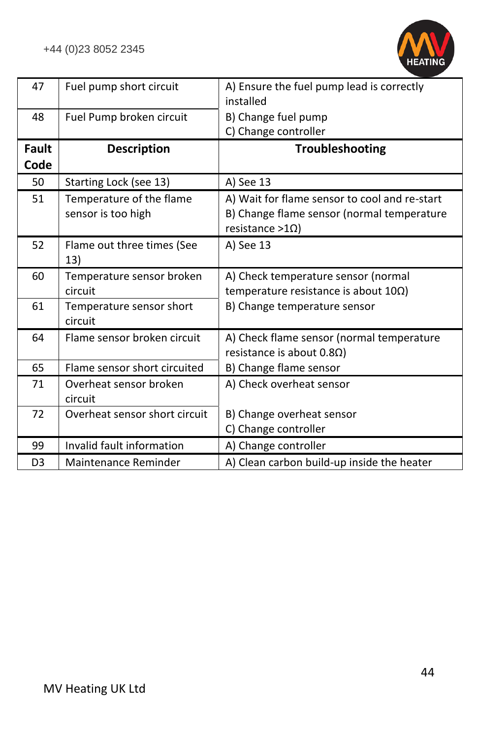| Fault Code | Description | Troubleshooting |
|---|---|---|
| 47 | Fuel pump short circuit | A) Ensure the fuel pump lead is correctly installed |
| 48 | Fuel Pump broken circuit | B) Change fuel pump<br>C) Change controller |
| 50 | Starting Lock (see 13) | A) See 13 |
| 51 | Temperature of the flame sensor is too high | A) Wait for flame sensor to cool and re-start<br>B) Change flame sensor (normal temperature resistance >1Ω) |
| 52 | Flame out three times (See 13) | A) See 13 |
| 60 | Temperature sensor broken circuit | A) Check temperature sensor (normal temperature resistance is about 10Ω) |
| 61 | Temperature sensor short circuit | B) Change temperature sensor |
| 64 | Flame sensor broken circuit | A) Check flame sensor (normal temperature resistance is about 0.8Ω) |
| 65 | Flame sensor short circuited | B) Change flame sensor |
| 71 | Overheat sensor broken circuit | A) Check overheat sensor |
| 72 | Overheat sensor short circuit | B) Change overheat sensor<br>C) Change controller |
| 99 | Invalid fault information | A) Change controller |
| D3 | Maintenance Reminder | A) Clean carbon build-up inside the heater |